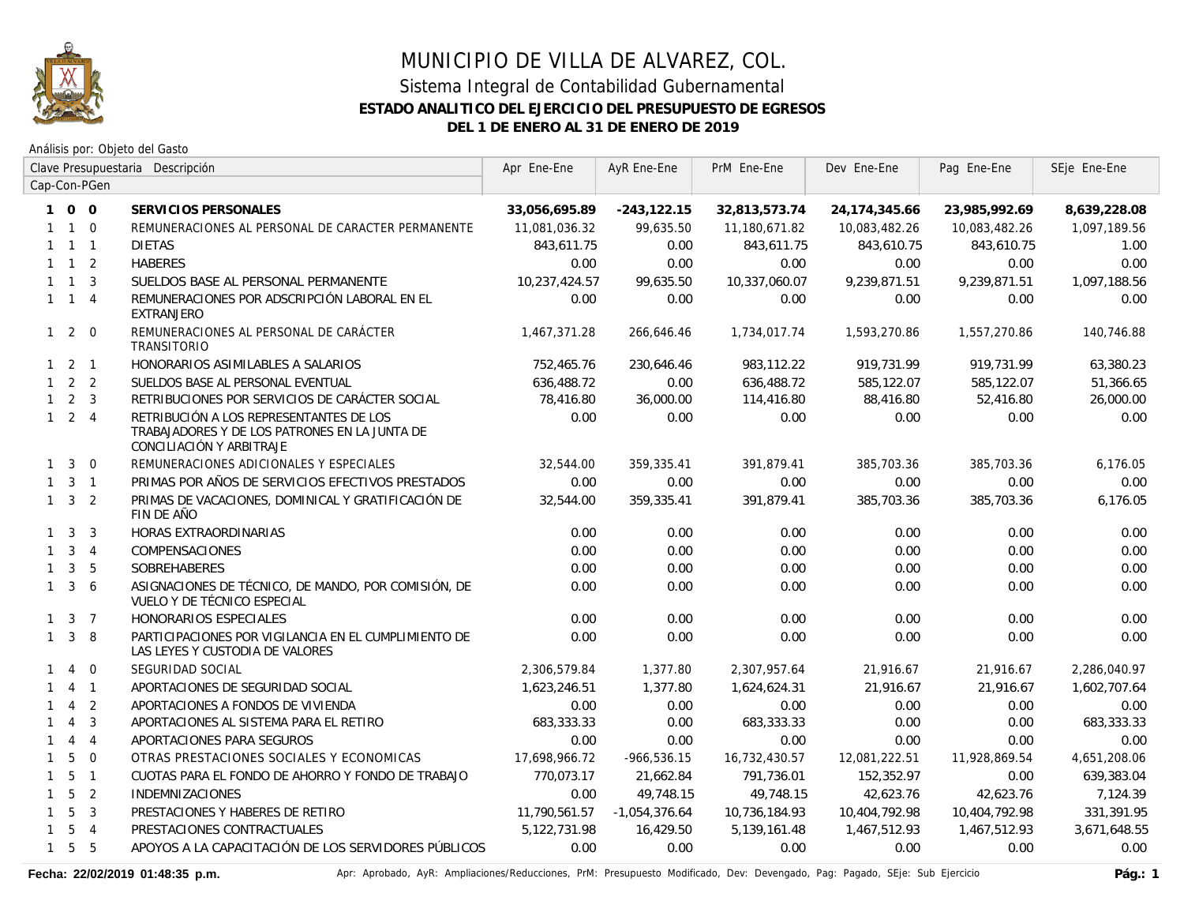# MUNICIPIO DE VILLA DE ALVAREZ, COL.

## Sistema Integral de Contabilidad Gubernamental

### ESTADO ANALITICO DEL EJERCICIO DEL PRESUPUESTO DE EGRESOS

### DEL 1 DE ENERO AL 31 DE ENERO DE 2019

Análisis por: Objeto del Gasto

| Clave Presupuestaria Cap-Con-PGen | Descripción | Apr Ene-Ene | AyR Ene-Ene | PrM Ene-Ene | Dev Ene-Ene | Pag Ene-Ene | SEje Ene-Ene |
|---|---|---|---|---|---|---|---|
| **1 0 0** | **SERVICIOS PERSONALES** | **33,056,695.89** | **-243,122.15** | **32,813,573.74** | **24,174,345.66** | **23,985,992.69** | **8,639,228.08** |
| 1 1 0 | REMUNERACIONES AL PERSONAL DE CARACTER PERMANENTE | 11,081,036.32 | 99,635.50 | 11,180,671.82 | 10,083,482.26 | 10,083,482.26 | 1,097,189.56 |
| 1 1 1 | DIETAS | 843,611.75 | 0.00 | 843,611.75 | 843,610.75 | 843,610.75 | 1.00 |
| 1 1 2 | HABERES | 0.00 | 0.00 | 0.00 | 0.00 | 0.00 | 0.00 |
| 1 1 3 | SUELDOS BASE AL PERSONAL PERMANENTE | 10,237,424.57 | 99,635.50 | 10,337,060.07 | 9,239,871.51 | 9,239,871.51 | 1,097,188.56 |
| 1 1 4 | REMUNERACIONES POR ADSCRIPCIÓN LABORAL EN EL EXTRANJERO | 0.00 | 0.00 | 0.00 | 0.00 | 0.00 | 0.00 |
| 1 2 0 | REMUNERACIONES AL PERSONAL DE CARÁCTER TRANSITORIO | 1,467,371.28 | 266,646.46 | 1,734,017.74 | 1,593,270.86 | 1,557,270.86 | 140,746.88 |
| 1 2 1 | HONORARIOS ASIMILABLES A SALARIOS | 752,465.76 | 230,646.46 | 983,112.22 | 919,731.99 | 919,731.99 | 63,380.23 |
| 1 2 2 | SUELDOS BASE AL PERSONAL EVENTUAL | 636,488.72 | 0.00 | 636,488.72 | 585,122.07 | 585,122.07 | 51,366.65 |
| 1 2 3 | RETRIBUCIONES POR SERVICIOS DE CARÁCTER SOCIAL | 78,416.80 | 36,000.00 | 114,416.80 | 88,416.80 | 52,416.80 | 26,000.00 |
| 1 2 4 | RETRIBUCIÓN A LOS REPRESENTANTES DE LOS TRABAJADORES Y DE LOS PATRONES EN LA JUNTA DE CONCILIACIÓN Y ARBITRAJE | 0.00 | 0.00 | 0.00 | 0.00 | 0.00 | 0.00 |
| 1 3 0 | REMUNERACIONES ADICIONALES Y ESPECIALES | 32,544.00 | 359,335.41 | 391,879.41 | 385,703.36 | 385,703.36 | 6,176.05 |
| 1 3 1 | PRIMAS POR AÑOS DE SERVICIOS EFECTIVOS PRESTADOS | 0.00 | 0.00 | 0.00 | 0.00 | 0.00 | 0.00 |
| 1 3 2 | PRIMAS DE VACACIONES, DOMINICAL Y GRATIFICACIÓN DE FIN DE AÑO | 32,544.00 | 359,335.41 | 391,879.41 | 385,703.36 | 385,703.36 | 6,176.05 |
| 1 3 3 | HORAS EXTRAORDINARIAS | 0.00 | 0.00 | 0.00 | 0.00 | 0.00 | 0.00 |
| 1 3 4 | COMPENSACIONES | 0.00 | 0.00 | 0.00 | 0.00 | 0.00 | 0.00 |
| 1 3 5 | SOBREHABERES | 0.00 | 0.00 | 0.00 | 0.00 | 0.00 | 0.00 |
| 1 3 6 | ASIGNACIONES DE TÉCNICO, DE MANDO, POR COMISIÓN, DE VUELO Y DE TÉCNICO ESPECIAL | 0.00 | 0.00 | 0.00 | 0.00 | 0.00 | 0.00 |
| 1 3 7 | HONORARIOS ESPECIALES | 0.00 | 0.00 | 0.00 | 0.00 | 0.00 | 0.00 |
| 1 3 8 | PARTICIPACIONES POR VIGILANCIA EN EL CUMPLIMIENTO DE LAS LEYES Y CUSTODIA DE VALORES | 0.00 | 0.00 | 0.00 | 0.00 | 0.00 | 0.00 |
| 1 4 0 | SEGURIDAD SOCIAL | 2,306,579.84 | 1,377.80 | 2,307,957.64 | 21,916.67 | 21,916.67 | 2,286,040.97 |
| 1 4 1 | APORTACIONES DE SEGURIDAD SOCIAL | 1,623,246.51 | 1,377.80 | 1,624,624.31 | 21,916.67 | 21,916.67 | 1,602,707.64 |
| 1 4 2 | APORTACIONES A FONDOS DE VIVIENDA | 0.00 | 0.00 | 0.00 | 0.00 | 0.00 | 0.00 |
| 1 4 3 | APORTACIONES AL SISTEMA PARA EL RETIRO | 683,333.33 | 0.00 | 683,333.33 | 0.00 | 0.00 | 683,333.33 |
| 1 4 4 | APORTACIONES PARA SEGUROS | 0.00 | 0.00 | 0.00 | 0.00 | 0.00 | 0.00 |
| 1 5 0 | OTRAS PRESTACIONES SOCIALES Y ECONOMICAS | 17,698,966.72 | -966,536.15 | 16,732,430.57 | 12,081,222.51 | 11,928,869.54 | 4,651,208.06 |
| 1 5 1 | CUOTAS PARA EL FONDO DE AHORRO Y FONDO DE TRABAJO | 770,073.17 | 21,662.84 | 791,736.01 | 152,352.97 | 0.00 | 639,383.04 |
| 1 5 2 | INDEMNIZACIONES | 0.00 | 49,748.15 | 49,748.15 | 42,623.76 | 42,623.76 | 7,124.39 |
| 1 5 3 | PRESTACIONES Y HABERES DE RETIRO | 11,790,561.57 | -1,054,376.64 | 10,736,184.93 | 10,404,792.98 | 10,404,792.98 | 331,391.95 |
| 1 5 4 | PRESTACIONES CONTRACTUALES | 5,122,731.98 | 16,429.50 | 5,139,161.48 | 1,467,512.93 | 1,467,512.93 | 3,671,648.55 |
| 1 5 5 | APOYOS A LA CAPACITACIÓN DE LOS SERVIDORES PÚBLICOS | 0.00 | 0.00 | 0.00 | 0.00 | 0.00 | 0.00 |

**Fecha: 22/02/2019 01:48:35 p.m.** Apr: Aprobado, AyR: Ampliaciones/Reducciones, PrM: Presupuesto Modificado, Dev: Devengado, Pag: Pagado, SEje: Sub Ejercicio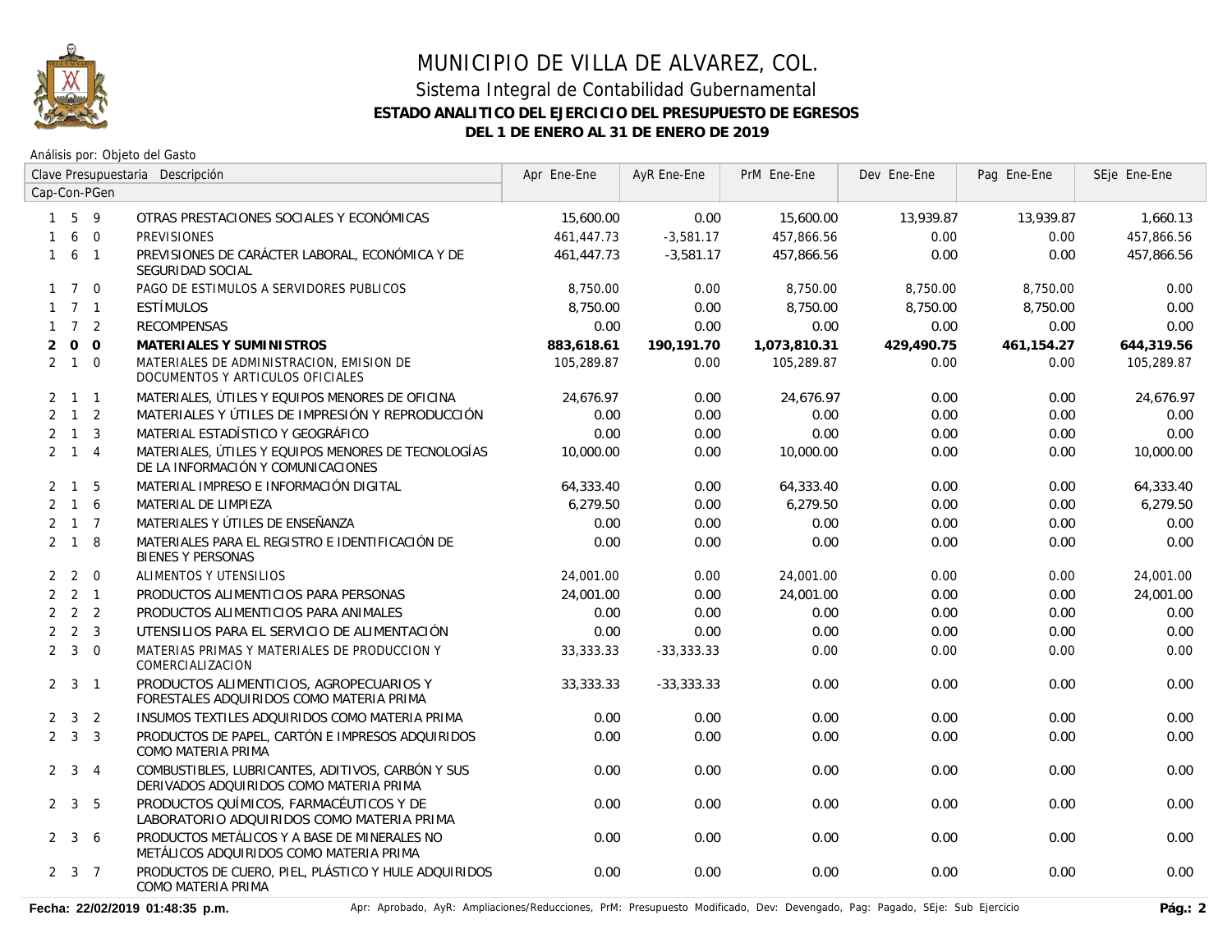# MUNICIPIO DE VILLA DE ALVAREZ, COL.

## Sistema Integral de Contabilidad Gubernamental

### ESTADO ANALITICO DEL EJERCICIO DEL PRESUPUESTO DE EGRESOS

### DEL 1 DE ENERO AL 31 DE ENERO DE 2019

Análisis por: Objeto del Gasto

| Clave Presupuestaria Cap-Con-PGen | Descripción | Apr Ene-Ene | AyR Ene-Ene | PrM Ene-Ene | Dev Ene-Ene | Pag Ene-Ene | SEje Ene-Ene |
|---|---|---|---|---|---|---|---|
| 1 5 9 | OTRAS PRESTACIONES SOCIALES Y ECONÓMICAS | 15,600.00 | 0.00 | 15,600.00 | 13,939.87 | 13,939.87 | 1,660.13 |
| 1 6 0 | PREVISIONES | 461,447.73 | -3,581.17 | 457,866.56 | 0.00 | 0.00 | 457,866.56 |
| 1 6 1 | PREVISIONES DE CARÁCTER LABORAL, ECONÓMICA Y DE SEGURIDAD SOCIAL | 461,447.73 | -3,581.17 | 457,866.56 | 0.00 | 0.00 | 457,866.56 |
| 1 7 0 | PAGO DE ESTIMULOS A SERVIDORES PUBLICOS | 8,750.00 | 0.00 | 8,750.00 | 8,750.00 | 8,750.00 | 0.00 |
| 1 7 1 | ESTÍMULOS | 8,750.00 | 0.00 | 8,750.00 | 8,750.00 | 8,750.00 | 0.00 |
| 1 7 2 | RECOMPENSAS | 0.00 | 0.00 | 0.00 | 0.00 | 0.00 | 0.00 |
| **2 0 0** | **MATERIALES Y SUMINISTROS** | **883,618.61** | **190,191.70** | **1,073,810.31** | **429,490.75** | **461,154.27** | **644,319.56** |
| 2 1 0 | MATERIALES DE ADMINISTRACION, EMISION DE DOCUMENTOS Y ARTICULOS OFICIALES | 105,289.87 | 0.00 | 105,289.87 | 0.00 | 0.00 | 105,289.87 |
| 2 1 1 | MATERIALES, ÚTILES Y EQUIPOS MENORES DE OFICINA | 24,676.97 | 0.00 | 24,676.97 | 0.00 | 0.00 | 24,676.97 |
| 2 1 2 | MATERIALES Y ÚTILES DE IMPRESIÓN Y REPRODUCCIÓN | 0.00 | 0.00 | 0.00 | 0.00 | 0.00 | 0.00 |
| 2 1 3 | MATERIAL ESTADÍSTICO Y GEOGRÁFICO | 0.00 | 0.00 | 0.00 | 0.00 | 0.00 | 0.00 |
| 2 1 4 | MATERIALES, ÚTILES Y EQUIPOS MENORES DE TECNOLOGÍAS DE LA INFORMACIÓN Y COMUNICACIONES | 10,000.00 | 0.00 | 10,000.00 | 0.00 | 0.00 | 10,000.00 |
| 2 1 5 | MATERIAL IMPRESO E INFORMACIÓN DIGITAL | 64,333.40 | 0.00 | 64,333.40 | 0.00 | 0.00 | 64,333.40 |
| 2 1 6 | MATERIAL DE LIMPIEZA | 6,279.50 | 0.00 | 6,279.50 | 0.00 | 0.00 | 6,279.50 |
| 2 1 7 | MATERIALES Y ÚTILES DE ENSEÑANZA | 0.00 | 0.00 | 0.00 | 0.00 | 0.00 | 0.00 |
| 2 1 8 | MATERIALES PARA EL REGISTRO E IDENTIFICACIÓN DE BIENES Y PERSONAS | 0.00 | 0.00 | 0.00 | 0.00 | 0.00 | 0.00 |
| 2 2 0 | ALIMENTOS Y UTENSILIOS | 24,001.00 | 0.00 | 24,001.00 | 0.00 | 0.00 | 24,001.00 |
| 2 2 1 | PRODUCTOS ALIMENTICIOS PARA PERSONAS | 24,001.00 | 0.00 | 24,001.00 | 0.00 | 0.00 | 24,001.00 |
| 2 2 2 | PRODUCTOS ALIMENTICIOS PARA ANIMALES | 0.00 | 0.00 | 0.00 | 0.00 | 0.00 | 0.00 |
| 2 2 3 | UTENSILIOS PARA EL SERVICIO DE ALIMENTACIÓN | 0.00 | 0.00 | 0.00 | 0.00 | 0.00 | 0.00 |
| 2 3 0 | MATERIAS PRIMAS Y MATERIALES DE PRODUCCION Y COMERCIALIZACION | 33,333.33 | -33,333.33 | 0.00 | 0.00 | 0.00 | 0.00 |
| 2 3 1 | PRODUCTOS ALIMENTICIOS, AGROPECUARIOS Y FORESTALES ADQUIRIDOS COMO MATERIA PRIMA | 33,333.33 | -33,333.33 | 0.00 | 0.00 | 0.00 | 0.00 |
| 2 3 2 | INSUMOS TEXTILES ADQUIRIDOS COMO MATERIA PRIMA | 0.00 | 0.00 | 0.00 | 0.00 | 0.00 | 0.00 |
| 2 3 3 | PRODUCTOS DE PAPEL, CARTÓN E IMPRESOS ADQUIRIDOS COMO MATERIA PRIMA | 0.00 | 0.00 | 0.00 | 0.00 | 0.00 | 0.00 |
| 2 3 4 | COMBUSTIBLES, LUBRICANTES, ADITIVOS, CARBÓN Y SUS DERIVADOS ADQUIRIDOS COMO MATERIA PRIMA | 0.00 | 0.00 | 0.00 | 0.00 | 0.00 | 0.00 |
| 2 3 5 | PRODUCTOS QUÍMICOS, FARMACÉUTICOS Y DE LABORATORIO ADQUIRIDOS COMO MATERIA PRIMA | 0.00 | 0.00 | 0.00 | 0.00 | 0.00 | 0.00 |
| 2 3 6 | PRODUCTOS METÁLICOS Y A BASE DE MINERALES NO METÁLICOS ADQUIRIDOS COMO MATERIA PRIMA | 0.00 | 0.00 | 0.00 | 0.00 | 0.00 | 0.00 |
| 2 3 7 | PRODUCTOS DE CUERO, PIEL, PLÁSTICO Y HULE ADQUIRIDOS COMO MATERIA PRIMA | 0.00 | 0.00 | 0.00 | 0.00 | 0.00 | 0.00 |

Fecha: 22/02/2019 01:48:35 p.m.

Apr: Aprobado, AyR: Ampliaciones/Reducciones, PrM: Presupuesto Modificado, Dev: Devengado, Pag: Pagado, SEje: Sub Ejercicio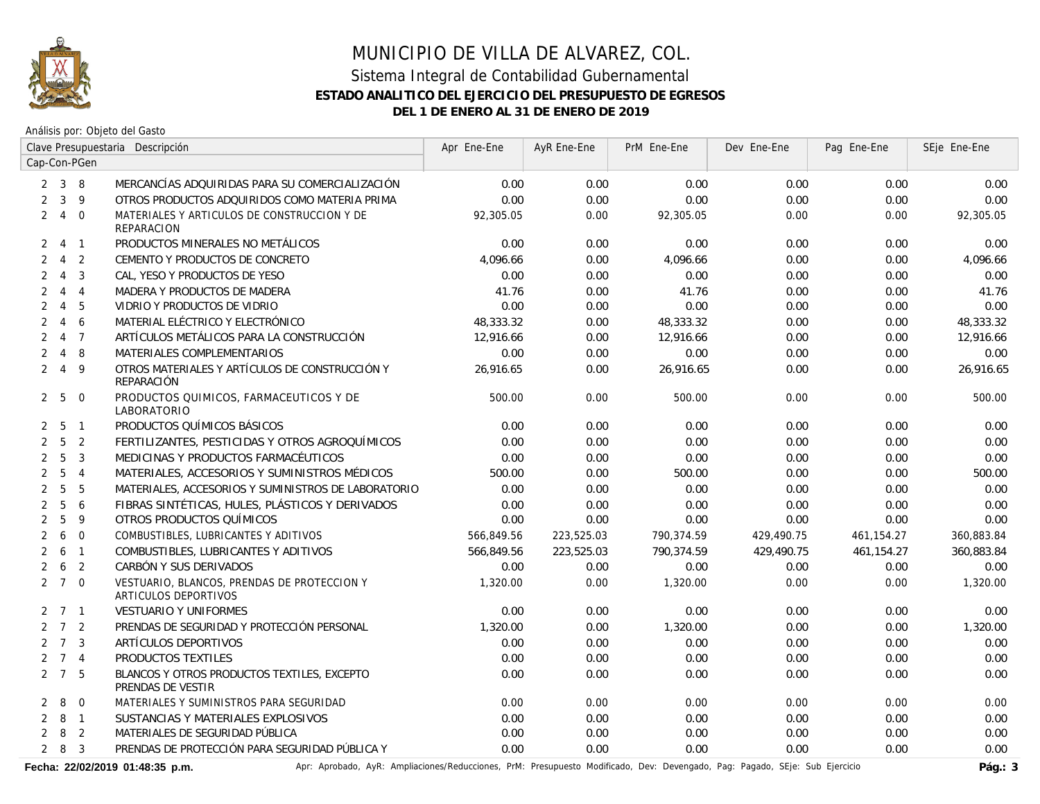# MUNICIPIO DE VILLA DE ALVAREZ, COL.

## Sistema Integral de Contabilidad Gubernamental

### ESTADO ANALITICO DEL EJERCICIO DEL PRESUPUESTO DE EGRESOS

### DEL 1 DE ENERO AL 31 DE ENERO DE 2019

Análisis por: Objeto del Gasto

| Clave Presupuestaria Cap-Con-PGen | Descripción | Apr Ene-Ene | AyR Ene-Ene | PrM Ene-Ene | Dev Ene-Ene | Pag Ene-Ene | SEje Ene-Ene |
|---|---|---|---|---|---|---|---|
| 2 3 8 | MERCANCÍAS ADQUIRIDAS PARA SU COMERCIALIZACIÓN | 0.00 | 0.00 | 0.00 | 0.00 | 0.00 | 0.00 |
| 2 3 9 | OTROS PRODUCTOS ADQUIRIDOS COMO MATERIA PRIMA | 0.00 | 0.00 | 0.00 | 0.00 | 0.00 | 0.00 |
| 2 4 0 | MATERIALES Y ARTICULOS DE CONSTRUCCION Y DE REPARACION | 92,305.05 | 0.00 | 92,305.05 | 0.00 | 0.00 | 92,305.05 |
| 2 4 1 | PRODUCTOS MINERALES NO METÁLICOS | 0.00 | 0.00 | 0.00 | 0.00 | 0.00 | 0.00 |
| 2 4 2 | CEMENTO Y PRODUCTOS DE CONCRETO | 4,096.66 | 0.00 | 4,096.66 | 0.00 | 0.00 | 4,096.66 |
| 2 4 3 | CAL, YESO Y PRODUCTOS DE YESO | 0.00 | 0.00 | 0.00 | 0.00 | 0.00 | 0.00 |
| 2 4 4 | MADERA Y PRODUCTOS DE MADERA | 41.76 | 0.00 | 41.76 | 0.00 | 0.00 | 41.76 |
| 2 4 5 | VIDRIO Y PRODUCTOS DE VIDRIO | 0.00 | 0.00 | 0.00 | 0.00 | 0.00 | 0.00 |
| 2 4 6 | MATERIAL ELÉCTRICO Y ELECTRÓNICO | 48,333.32 | 0.00 | 48,333.32 | 0.00 | 0.00 | 48,333.32 |
| 2 4 7 | ARTÍCULOS METÁLICOS PARA LA CONSTRUCCIÓN | 12,916.66 | 0.00 | 12,916.66 | 0.00 | 0.00 | 12,916.66 |
| 2 4 8 | MATERIALES COMPLEMENTARIOS | 0.00 | 0.00 | 0.00 | 0.00 | 0.00 | 0.00 |
| 2 4 9 | OTROS MATERIALES Y ARTÍCULOS DE CONSTRUCCIÓN Y REPARACIÓN | 26,916.65 | 0.00 | 26,916.65 | 0.00 | 0.00 | 26,916.65 |
| 2 5 0 | PRODUCTOS QUIMICOS, FARMACEUTICOS Y DE LABORATORIO | 500.00 | 0.00 | 500.00 | 0.00 | 0.00 | 500.00 |
| 2 5 1 | PRODUCTOS QUÍMICOS BÁSICOS | 0.00 | 0.00 | 0.00 | 0.00 | 0.00 | 0.00 |
| 2 5 2 | FERTILIZANTES, PESTICIDAS Y OTROS AGROQUÍMICOS | 0.00 | 0.00 | 0.00 | 0.00 | 0.00 | 0.00 |
| 2 5 3 | MEDICINAS Y PRODUCTOS FARMACÉUTICOS | 0.00 | 0.00 | 0.00 | 0.00 | 0.00 | 0.00 |
| 2 5 4 | MATERIALES, ACCESORIOS Y SUMINISTROS MÉDICOS | 500.00 | 0.00 | 500.00 | 0.00 | 0.00 | 500.00 |
| 2 5 5 | MATERIALES, ACCESORIOS Y SUMINISTROS DE LABORATORIO | 0.00 | 0.00 | 0.00 | 0.00 | 0.00 | 0.00 |
| 2 5 6 | FIBRAS SINTÉTICAS, HULES, PLÁSTICOS Y DERIVADOS | 0.00 | 0.00 | 0.00 | 0.00 | 0.00 | 0.00 |
| 2 5 9 | OTROS PRODUCTOS QUÍMICOS | 0.00 | 0.00 | 0.00 | 0.00 | 0.00 | 0.00 |
| 2 6 0 | COMBUSTIBLES, LUBRICANTES Y ADITIVOS | 566,849.56 | 223,525.03 | 790,374.59 | 429,490.75 | 461,154.27 | 360,883.84 |
| 2 6 1 | COMBUSTIBLES, LUBRICANTES Y ADITIVOS | 566,849.56 | 223,525.03 | 790,374.59 | 429,490.75 | 461,154.27 | 360,883.84 |
| 2 6 2 | CARBÓN Y SUS DERIVADOS | 0.00 | 0.00 | 0.00 | 0.00 | 0.00 | 0.00 |
| 2 7 0 | VESTUARIO, BLANCOS, PRENDAS DE PROTECCION Y ARTICULOS DEPORTIVOS | 1,320.00 | 0.00 | 1,320.00 | 0.00 | 0.00 | 1,320.00 |
| 2 7 1 | VESTUARIO Y UNIFORMES | 0.00 | 0.00 | 0.00 | 0.00 | 0.00 | 0.00 |
| 2 7 2 | PRENDAS DE SEGURIDAD Y PROTECCIÓN PERSONAL | 1,320.00 | 0.00 | 1,320.00 | 0.00 | 0.00 | 1,320.00 |
| 2 7 3 | ARTÍCULOS DEPORTIVOS | 0.00 | 0.00 | 0.00 | 0.00 | 0.00 | 0.00 |
| 2 7 4 | PRODUCTOS TEXTILES | 0.00 | 0.00 | 0.00 | 0.00 | 0.00 | 0.00 |
| 2 7 5 | BLANCOS Y OTROS PRODUCTOS TEXTILES, EXCEPTO PRENDAS DE VESTIR | 0.00 | 0.00 | 0.00 | 0.00 | 0.00 | 0.00 |
| 2 8 0 | MATERIALES Y SUMINISTROS PARA SEGURIDAD | 0.00 | 0.00 | 0.00 | 0.00 | 0.00 | 0.00 |
| 2 8 1 | SUSTANCIAS Y MATERIALES EXPLOSIVOS | 0.00 | 0.00 | 0.00 | 0.00 | 0.00 | 0.00 |
| 2 8 2 | MATERIALES DE SEGURIDAD PÚBLICA | 0.00 | 0.00 | 0.00 | 0.00 | 0.00 | 0.00 |
| 2 8 3 | PRENDAS DE PROTECCIÓN PARA SEGURIDAD PÚBLICA Y | 0.00 | 0.00 | 0.00 | 0.00 | 0.00 | 0.00 |

**Fecha: 22/02/2019 01:48:35 p.m.** Apr: Aprobado, AyR: Ampliaciones/Reducciones, PrM: Presupuesto Modificado, Dev: Devengado, Pag: Pagado, SEje: Sub Ejercicio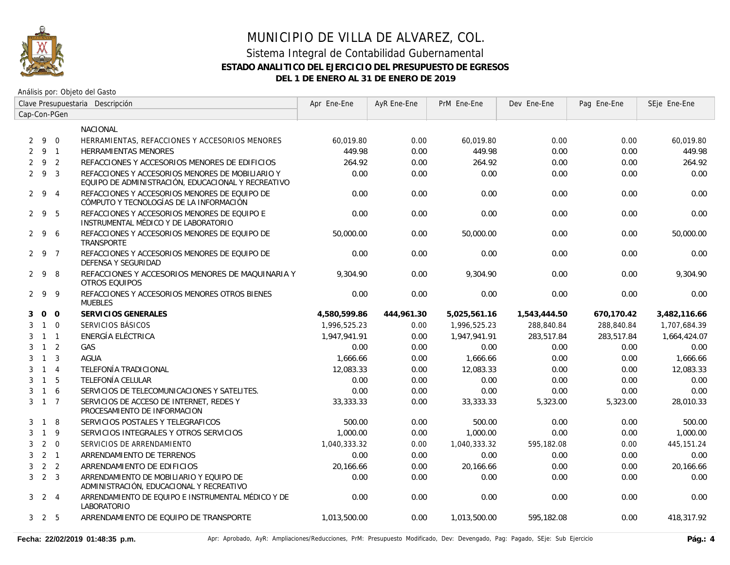# MUNICIPIO DE VILLA DE ALVAREZ, COL.

## Sistema Integral de Contabilidad Gubernamental

### ESTADO ANALITICO DEL EJERCICIO DEL PRESUPUESTO DE EGRESOS

### DEL 1 DE ENERO AL 31 DE ENERO DE 2019

Análisis por: Objeto del Gasto

| Clave Presupuestaria Cap-Con-PGen | | | Descripción | Apr Ene-Ene | AyR Ene-Ene | PrM Ene-Ene | Dev Ene-Ene | Pag Ene-Ene | SEje Ene-Ene |
|---|---|---|---|---|---|---|---|---|---|
| | | | NACIONAL | | | | | | |
| 2 | 9 | 0 | HERRAMIENTAS, REFACCIONES Y ACCESORIOS MENORES | 60,019.80 | 0.00 | 60,019.80 | 0.00 | 0.00 | 60,019.80 |
| 2 | 9 | 1 | HERRAMIENTAS MENORES | 449.98 | 0.00 | 449.98 | 0.00 | 0.00 | 449.98 |
| 2 | 9 | 2 | REFACCIONES Y ACCESORIOS MENORES DE EDIFICIOS | 264.92 | 0.00 | 264.92 | 0.00 | 0.00 | 264.92 |
| 2 | 9 | 3 | REFACCIONES Y ACCESORIOS MENORES DE MOBILIARIO Y EQUIPO DE ADMINISTRACIÓN, EDUCACIONAL Y RECREATIVO | 0.00 | 0.00 | 0.00 | 0.00 | 0.00 | 0.00 |
| 2 | 9 | 4 | REFACCIONES Y ACCESORIOS MENORES DE EQUIPO DE CÓMPUTO Y TECNOLOGÍAS DE LA INFORMACIÓN | 0.00 | 0.00 | 0.00 | 0.00 | 0.00 | 0.00 |
| 2 | 9 | 5 | REFACCIONES Y ACCESORIOS MENORES DE EQUIPO E INSTRUMENTAL MÉDICO Y DE LABORATORIO | 0.00 | 0.00 | 0.00 | 0.00 | 0.00 | 0.00 |
| 2 | 9 | 6 | REFACCIONES Y ACCESORIOS MENORES DE EQUIPO DE TRANSPORTE | 50,000.00 | 0.00 | 50,000.00 | 0.00 | 0.00 | 50,000.00 |
| 2 | 9 | 7 | REFACCIONES Y ACCESORIOS MENORES DE EQUIPO DE DEFENSA Y SEGURIDAD | 0.00 | 0.00 | 0.00 | 0.00 | 0.00 | 0.00 |
| 2 | 9 | 8 | REFACCIONES Y ACCESORIOS MENORES DE MAQUINARIA Y OTROS EQUIPOS | 9,304.90 | 0.00 | 9,304.90 | 0.00 | 0.00 | 9,304.90 |
| 2 | 9 | 9 | REFACCIONES Y ACCESORIOS MENORES OTROS BIENES MUEBLES | 0.00 | 0.00 | 0.00 | 0.00 | 0.00 | 0.00 |
| **3** | **0** | **0** | **SERVICIOS GENERALES** | **4,580,599.86** | **444,961.30** | **5,025,561.16** | **1,543,444.50** | **670,170.42** | **3,482,116.66** |
| 3 | 1 | 0 | SERVICIOS BÁSICOS | 1,996,525.23 | 0.00 | 1,996,525.23 | 288,840.84 | 288,840.84 | 1,707,684.39 |
| 3 | 1 | 1 | ENERGÍA ELÉCTRICA | 1,947,941.91 | 0.00 | 1,947,941.91 | 283,517.84 | 283,517.84 | 1,664,424.07 |
| 3 | 1 | 2 | GAS | 0.00 | 0.00 | 0.00 | 0.00 | 0.00 | 0.00 |
| 3 | 1 | 3 | AGUA | 1,666.66 | 0.00 | 1,666.66 | 0.00 | 0.00 | 1,666.66 |
| 3 | 1 | 4 | TELEFONÍA TRADICIONAL | 12,083.33 | 0.00 | 12,083.33 | 0.00 | 0.00 | 12,083.33 |
| 3 | 1 | 5 | TELEFONÍA CELULAR | 0.00 | 0.00 | 0.00 | 0.00 | 0.00 | 0.00 |
| 3 | 1 | 6 | SERVICIOS DE TELECOMUNICACIONES Y SATELITES. | 0.00 | 0.00 | 0.00 | 0.00 | 0.00 | 0.00 |
| 3 | 1 | 7 | SERVICIOS DE ACCESO DE INTERNET, REDES Y PROCESAMIENTO DE INFORMACION | 33,333.33 | 0.00 | 33,333.33 | 5,323.00 | 5,323.00 | 28,010.33 |
| 3 | 1 | 8 | SERVICIOS POSTALES Y TELEGRAFICOS | 500.00 | 0.00 | 500.00 | 0.00 | 0.00 | 500.00 |
| 3 | 1 | 9 | SERVICIOS INTEGRALES Y OTROS SERVICIOS | 1,000.00 | 0.00 | 1,000.00 | 0.00 | 0.00 | 1,000.00 |
| 3 | 2 | 0 | SERVICIOS DE ARRENDAMIENTO | 1,040,333.32 | 0.00 | 1,040,333.32 | 595,182.08 | 0.00 | 445,151.24 |
| 3 | 2 | 1 | ARRENDAMIENTO DE TERRENOS | 0.00 | 0.00 | 0.00 | 0.00 | 0.00 | 0.00 |
| 3 | 2 | 2 | ARRENDAMIENTO DE EDIFICIOS | 20,166.66 | 0.00 | 20,166.66 | 0.00 | 0.00 | 20,166.66 |
| 3 | 2 | 3 | ARRENDAMIENTO DE MOBILIARIO Y EQUIPO DE ADMINISTRACIÓN, EDUCACIONAL Y RECREATIVO | 0.00 | 0.00 | 0.00 | 0.00 | 0.00 | 0.00 |
| 3 | 2 | 4 | ARRENDAMIENTO DE EQUIPO E INSTRUMENTAL MÉDICO Y DE LABORATORIO | 0.00 | 0.00 | 0.00 | 0.00 | 0.00 | 0.00 |
| 3 | 2 | 5 | ARRENDAMIENTO DE EQUIPO DE TRANSPORTE | 1,013,500.00 | 0.00 | 1,013,500.00 | 595,182.08 | 0.00 | 418,317.92 |

**Fecha: 22/02/2019 01:48:35 p.m.** Apr: Aprobado, AyR: Ampliaciones/Reducciones, PrM: Presupuesto Modificado, Dev: Devengado, Pag: Pagado, SEje: Sub Ejercicio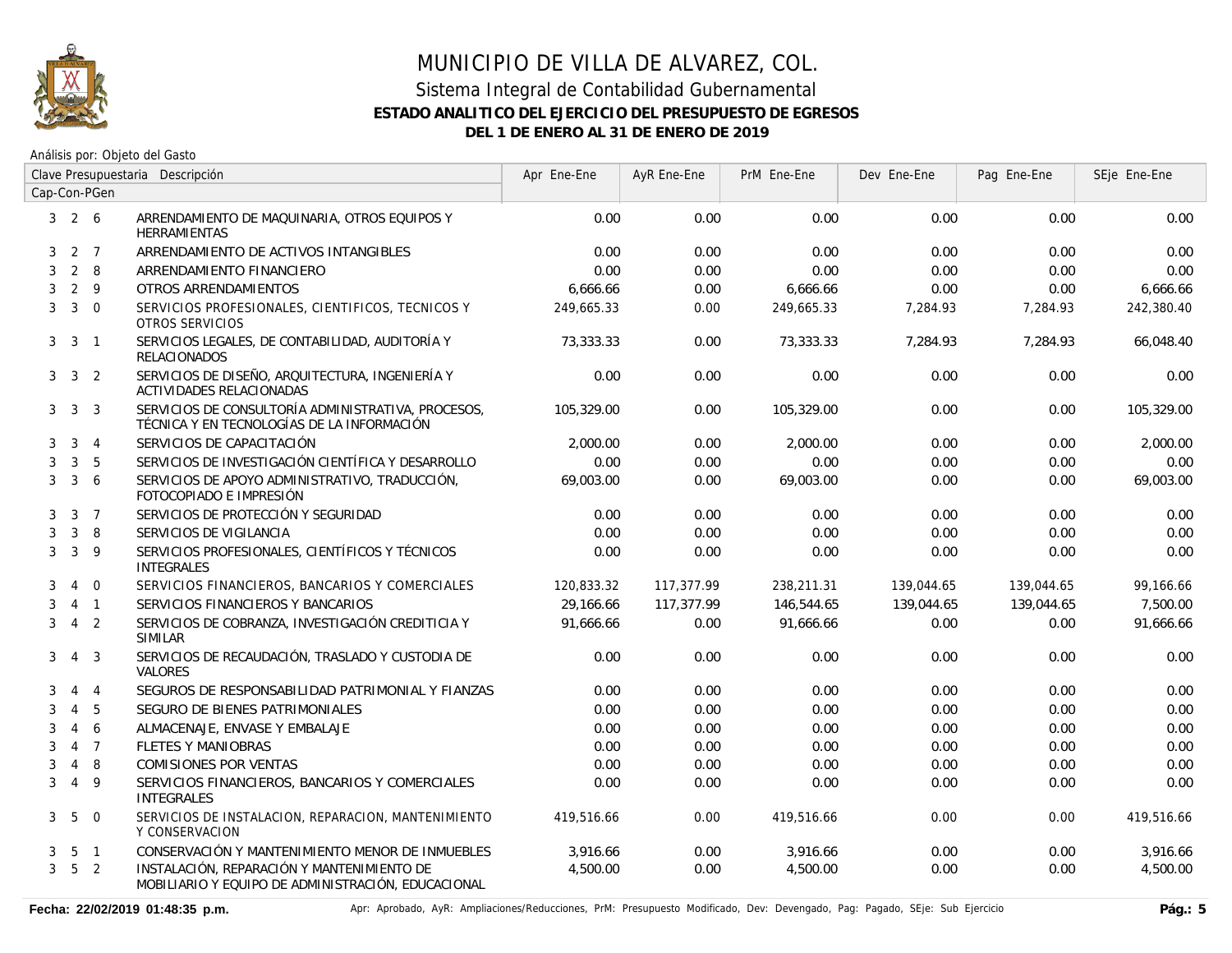# MUNICIPIO DE VILLA DE ALVAREZ, COL.

## Sistema Integral de Contabilidad Gubernamental

### ESTADO ANALITICO DEL EJERCICIO DEL PRESUPUESTO DE EGRESOS

### DEL 1 DE ENERO AL 31 DE ENERO DE 2019

Análisis por: Objeto del Gasto

| Clave Presupuestaria Cap-Con-PGen | Descripción | Apr Ene-Ene | AyR Ene-Ene | PrM Ene-Ene | Dev Ene-Ene | Pag Ene-Ene | SEje Ene-Ene |
|---|---|---|---|---|---|---|---|
| 3 2 6 | ARRENDAMIENTO DE MAQUINARIA, OTROS EQUIPOS Y HERRAMIENTAS | 0.00 | 0.00 | 0.00 | 0.00 | 0.00 | 0.00 |
| 3 2 7 | ARRENDAMIENTO DE ACTIVOS INTANGIBLES | 0.00 | 0.00 | 0.00 | 0.00 | 0.00 | 0.00 |
| 3 2 8 | ARRENDAMIENTO FINANCIERO | 0.00 | 0.00 | 0.00 | 0.00 | 0.00 | 0.00 |
| 3 2 9 | OTROS ARRENDAMIENTOS | 6,666.66 | 0.00 | 6,666.66 | 0.00 | 0.00 | 6,666.66 |
| 3 3 0 | SERVICIOS PROFESIONALES, CIENTIFICOS, TECNICOS Y OTROS SERVICIOS | 249,665.33 | 0.00 | 249,665.33 | 7,284.93 | 7,284.93 | 242,380.40 |
| 3 3 1 | SERVICIOS LEGALES, DE CONTABILIDAD, AUDITORÍA Y RELACIONADOS | 73,333.33 | 0.00 | 73,333.33 | 7,284.93 | 7,284.93 | 66,048.40 |
| 3 3 2 | SERVICIOS DE DISEÑO, ARQUITECTURA, INGENIERÍA Y ACTIVIDADES RELACIONADAS | 0.00 | 0.00 | 0.00 | 0.00 | 0.00 | 0.00 |
| 3 3 3 | SERVICIOS DE CONSULTORÍA ADMINISTRATIVA, PROCESOS, TÉCNICA Y EN TECNOLOGÍAS DE LA INFORMACIÓN | 105,329.00 | 0.00 | 105,329.00 | 0.00 | 0.00 | 105,329.00 |
| 3 3 4 | SERVICIOS DE CAPACITACIÓN | 2,000.00 | 0.00 | 2,000.00 | 0.00 | 0.00 | 2,000.00 |
| 3 3 5 | SERVICIOS DE INVESTIGACIÓN CIENTÍFICA Y DESARROLLO | 0.00 | 0.00 | 0.00 | 0.00 | 0.00 | 0.00 |
| 3 3 6 | SERVICIOS DE APOYO ADMINISTRATIVO, TRADUCCIÓN, FOTOCOPIADO E IMPRESIÓN | 69,003.00 | 0.00 | 69,003.00 | 0.00 | 0.00 | 69,003.00 |
| 3 3 7 | SERVICIOS DE PROTECCIÓN Y SEGURIDAD | 0.00 | 0.00 | 0.00 | 0.00 | 0.00 | 0.00 |
| 3 3 8 | SERVICIOS DE VIGILANCIA | 0.00 | 0.00 | 0.00 | 0.00 | 0.00 | 0.00 |
| 3 3 9 | SERVICIOS PROFESIONALES, CIENTÍFICOS Y TÉCNICOS INTEGRALES | 0.00 | 0.00 | 0.00 | 0.00 | 0.00 | 0.00 |
| 3 4 0 | SERVICIOS FINANCIEROS, BANCARIOS Y COMERCIALES | 120,833.32 | 117,377.99 | 238,211.31 | 139,044.65 | 139,044.65 | 99,166.66 |
| 3 4 1 | SERVICIOS FINANCIEROS Y BANCARIOS | 29,166.66 | 117,377.99 | 146,544.65 | 139,044.65 | 139,044.65 | 7,500.00 |
| 3 4 2 | SERVICIOS DE COBRANZA, INVESTIGACIÓN CREDITICIA Y SIMILAR | 91,666.66 | 0.00 | 91,666.66 | 0.00 | 0.00 | 91,666.66 |
| 3 4 3 | SERVICIOS DE RECAUDACIÓN, TRASLADO Y CUSTODIA DE VALORES | 0.00 | 0.00 | 0.00 | 0.00 | 0.00 | 0.00 |
| 3 4 4 | SEGUROS DE RESPONSABILIDAD PATRIMONIAL Y FIANZAS | 0.00 | 0.00 | 0.00 | 0.00 | 0.00 | 0.00 |
| 3 4 5 | SEGURO DE BIENES PATRIMONIALES | 0.00 | 0.00 | 0.00 | 0.00 | 0.00 | 0.00 |
| 3 4 6 | ALMACENAJE, ENVASE Y EMBALAJE | 0.00 | 0.00 | 0.00 | 0.00 | 0.00 | 0.00 |
| 3 4 7 | FLETES Y MANIOBRAS | 0.00 | 0.00 | 0.00 | 0.00 | 0.00 | 0.00 |
| 3 4 8 | COMISIONES POR VENTAS | 0.00 | 0.00 | 0.00 | 0.00 | 0.00 | 0.00 |
| 3 4 9 | SERVICIOS FINANCIEROS, BANCARIOS Y COMERCIALES INTEGRALES | 0.00 | 0.00 | 0.00 | 0.00 | 0.00 | 0.00 |
| 3 5 0 | SERVICIOS DE INSTALACION, REPARACION, MANTENIMIENTO Y CONSERVACION | 419,516.66 | 0.00 | 419,516.66 | 0.00 | 0.00 | 419,516.66 |
| 3 5 1 | CONSERVACIÓN Y MANTENIMIENTO MENOR DE INMUEBLES | 3,916.66 | 0.00 | 3,916.66 | 0.00 | 0.00 | 3,916.66 |
| 3 5 2 | INSTALACIÓN, REPARACIÓN Y MANTENIMIENTO DE MOBILIARIO Y EQUIPO DE ADMINISTRACIÓN, EDUCACIONAL | 4,500.00 | 0.00 | 4,500.00 | 0.00 | 0.00 | 4,500.00 |

**Fecha: 22/02/2019 01:48:35 p.m.** Apr: Aprobado, AyR: Ampliaciones/Reducciones, PrM: Presupuesto Modificado, Dev: Devengado, Pag: Pagado, SEje: Sub Ejercicio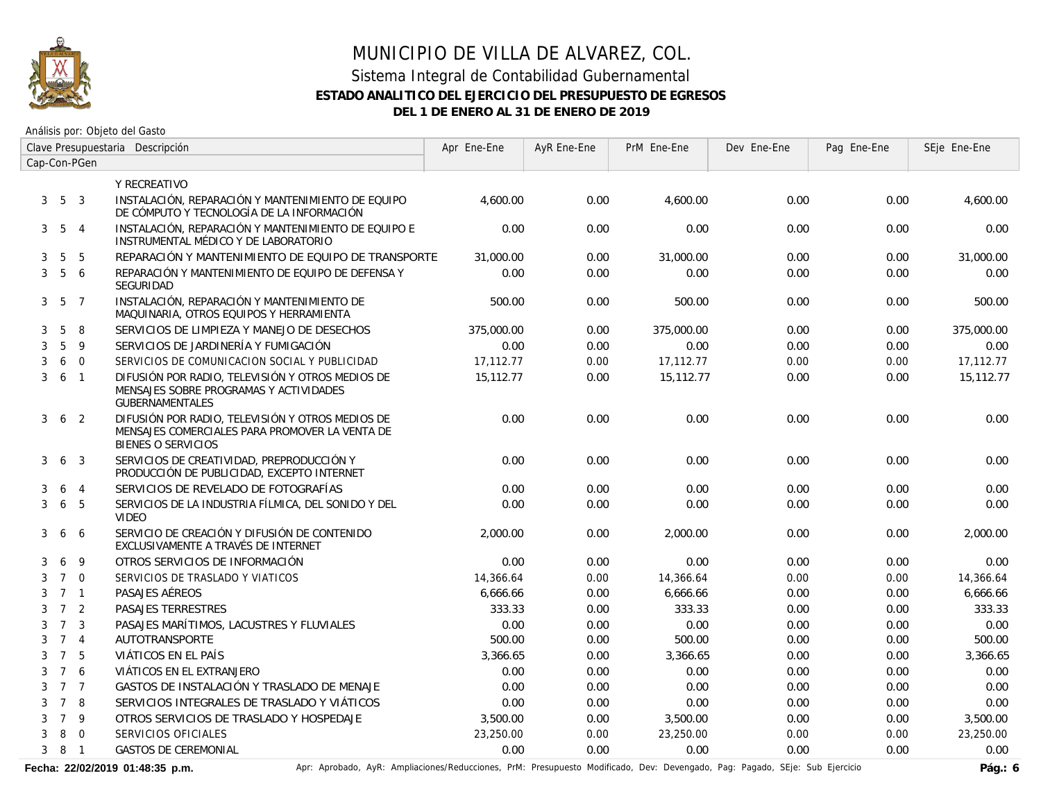# MUNICIPIO DE VILLA DE ALVAREZ, COL.

## Sistema Integral de Contabilidad Gubernamental

### ESTADO ANALITICO DEL EJERCICIO DEL PRESUPUESTO DE EGRESOS

### DEL 1 DE ENERO AL 31 DE ENERO DE 2019

Análisis por: Objeto del Gasto

| Clave Presupuestaria Cap-Con-PGen | Descripción | Apr Ene-Ene | AyR Ene-Ene | PrM Ene-Ene | Dev Ene-Ene | Pag Ene-Ene | SEje Ene-Ene |
|---|---|---|---|---|---|---|---|
| | Y RECREATIVO | | | | | | |
| 3 5 3 | INSTALACIÓN, REPARACIÓN Y MANTENIMIENTO DE EQUIPO DE CÓMPUTO Y TECNOLOGÍA DE LA INFORMACIÓN | 4,600.00 | 0.00 | 4,600.00 | 0.00 | 0.00 | 4,600.00 |
| 3 5 4 | INSTALACIÓN, REPARACIÓN Y MANTENIMIENTO DE EQUIPO E INSTRUMENTAL MÉDICO Y DE LABORATORIO | 0.00 | 0.00 | 0.00 | 0.00 | 0.00 | 0.00 |
| 3 5 5 | REPARACIÓN Y MANTENIMIENTO DE EQUIPO DE TRANSPORTE | 31,000.00 | 0.00 | 31,000.00 | 0.00 | 0.00 | 31,000.00 |
| 3 5 6 | REPARACIÓN Y MANTENIMIENTO DE EQUIPO DE DEFENSA Y SEGURIDAD | 0.00 | 0.00 | 0.00 | 0.00 | 0.00 | 0.00 |
| 3 5 7 | INSTALACIÓN, REPARACIÓN Y MANTENIMIENTO DE MAQUINARIA, OTROS EQUIPOS Y HERRAMIENTA | 500.00 | 0.00 | 500.00 | 0.00 | 0.00 | 500.00 |
| 3 5 8 | SERVICIOS DE LIMPIEZA Y MANEJO DE DESECHOS | 375,000.00 | 0.00 | 375,000.00 | 0.00 | 0.00 | 375,000.00 |
| 3 5 9 | SERVICIOS DE JARDINERÍA Y FUMIGACIÓN | 0.00 | 0.00 | 0.00 | 0.00 | 0.00 | 0.00 |
| 3 6 0 | SERVICIOS DE COMUNICACION SOCIAL Y PUBLICIDAD | 17,112.77 | 0.00 | 17,112.77 | 0.00 | 0.00 | 17,112.77 |
| 3 6 1 | DIFUSIÓN POR RADIO, TELEVISIÓN Y OTROS MEDIOS DE MENSAJES SOBRE PROGRAMAS Y ACTIVIDADES GUBERNAMENTALES | 15,112.77 | 0.00 | 15,112.77 | 0.00 | 0.00 | 15,112.77 |
| 3 6 2 | DIFUSIÓN POR RADIO, TELEVISIÓN Y OTROS MEDIOS DE MENSAJES COMERCIALES PARA PROMOVER LA VENTA DE BIENES O SERVICIOS | 0.00 | 0.00 | 0.00 | 0.00 | 0.00 | 0.00 |
| 3 6 3 | SERVICIOS DE CREATIVIDAD, PREPRODUCCIÓN Y PRODUCCIÓN DE PUBLICIDAD, EXCEPTO INTERNET | 0.00 | 0.00 | 0.00 | 0.00 | 0.00 | 0.00 |
| 3 6 4 | SERVICIOS DE REVELADO DE FOTOGRAFÍAS | 0.00 | 0.00 | 0.00 | 0.00 | 0.00 | 0.00 |
| 3 6 5 | SERVICIOS DE LA INDUSTRIA FÍLMICA, DEL SONIDO Y DEL VIDEO | 0.00 | 0.00 | 0.00 | 0.00 | 0.00 | 0.00 |
| 3 6 6 | SERVICIO DE CREACIÓN Y DIFUSIÓN DE CONTENIDO EXCLUSIVAMENTE A TRAVÉS DE INTERNET | 2,000.00 | 0.00 | 2,000.00 | 0.00 | 0.00 | 2,000.00 |
| 3 6 9 | OTROS SERVICIOS DE INFORMACIÓN | 0.00 | 0.00 | 0.00 | 0.00 | 0.00 | 0.00 |
| 3 7 0 | SERVICIOS DE TRASLADO Y VIATICOS | 14,366.64 | 0.00 | 14,366.64 | 0.00 | 0.00 | 14,366.64 |
| 3 7 1 | PASAJES AÉREOS | 6,666.66 | 0.00 | 6,666.66 | 0.00 | 0.00 | 6,666.66 |
| 3 7 2 | PASAJES TERRESTRES | 333.33 | 0.00 | 333.33 | 0.00 | 0.00 | 333.33 |
| 3 7 3 | PASAJES MARÍTIMOS, LACUSTRES Y FLUVIALES | 0.00 | 0.00 | 0.00 | 0.00 | 0.00 | 0.00 |
| 3 7 4 | AUTOTRANSPORTE | 500.00 | 0.00 | 500.00 | 0.00 | 0.00 | 500.00 |
| 3 7 5 | VIÁTICOS EN EL PAÍS | 3,366.65 | 0.00 | 3,366.65 | 0.00 | 0.00 | 3,366.65 |
| 3 7 6 | VIÁTICOS EN EL EXTRANJERO | 0.00 | 0.00 | 0.00 | 0.00 | 0.00 | 0.00 |
| 3 7 7 | GASTOS DE INSTALACIÓN Y TRASLADO DE MENAJE | 0.00 | 0.00 | 0.00 | 0.00 | 0.00 | 0.00 |
| 3 7 8 | SERVICIOS INTEGRALES DE TRASLADO Y VIÁTICOS | 0.00 | 0.00 | 0.00 | 0.00 | 0.00 | 0.00 |
| 3 7 9 | OTROS SERVICIOS DE TRASLADO Y HOSPEDAJE | 3,500.00 | 0.00 | 3,500.00 | 0.00 | 0.00 | 3,500.00 |
| 3 8 0 | SERVICIOS OFICIALES | 23,250.00 | 0.00 | 23,250.00 | 0.00 | 0.00 | 23,250.00 |
| 3 8 1 | GASTOS DE CEREMONIAL | 0.00 | 0.00 | 0.00 | 0.00 | 0.00 | 0.00 |

**Fecha: 22/02/2019 01:48:35 p.m.**

Apr: Aprobado, AyR: Ampliaciones/Reducciones, PrM: Presupuesto Modificado, Dev: Devengado, Pag: Pagado, SEje: Sub Ejercicio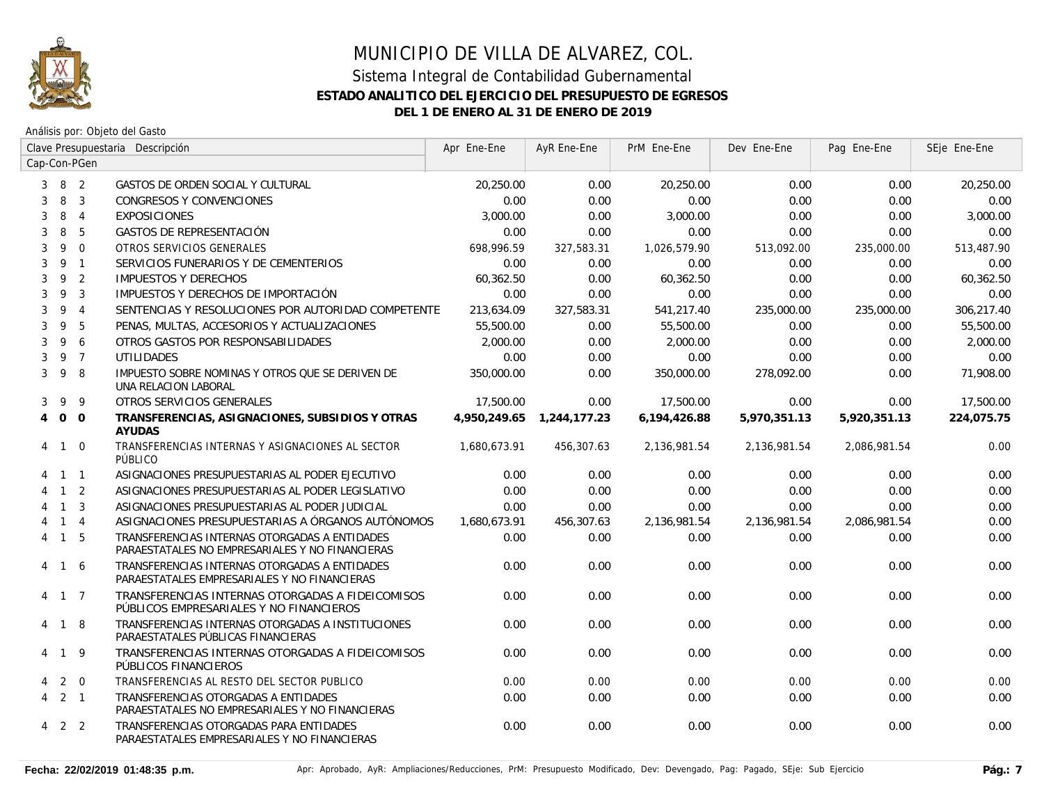# MUNICIPIO DE VILLA DE ALVAREZ, COL.

## Sistema Integral de Contabilidad Gubernamental

### ESTADO ANALITICO DEL EJERCICIO DEL PRESUPUESTO DE EGRESOS

### DEL 1 DE ENERO AL 31 DE ENERO DE 2019

Análisis por: Objeto del Gasto

| Clave Presupuestaria Cap-Con-PGen | Descripción | Apr Ene-Ene | AyR Ene-Ene | PrM Ene-Ene | Dev Ene-Ene | Pag Ene-Ene | SEje Ene-Ene |
|---|---|---|---|---|---|---|---|
| 3 8 2 | GASTOS DE ORDEN SOCIAL Y CULTURAL | 20,250.00 | 0.00 | 20,250.00 | 0.00 | 0.00 | 20,250.00 |
| 3 8 3 | CONGRESOS Y CONVENCIONES | 0.00 | 0.00 | 0.00 | 0.00 | 0.00 | 0.00 |
| 3 8 4 | EXPOSICIONES | 3,000.00 | 0.00 | 3,000.00 | 0.00 | 0.00 | 3,000.00 |
| 3 8 5 | GASTOS DE REPRESENTACIÓN | 0.00 | 0.00 | 0.00 | 0.00 | 0.00 | 0.00 |
| 3 9 0 | OTROS SERVICIOS GENERALES | 698,996.59 | 327,583.31 | 1,026,579.90 | 513,092.00 | 235,000.00 | 513,487.90 |
| 3 9 1 | SERVICIOS FUNERARIOS Y DE CEMENTERIOS | 0.00 | 0.00 | 0.00 | 0.00 | 0.00 | 0.00 |
| 3 9 2 | IMPUESTOS Y DERECHOS | 60,362.50 | 0.00 | 60,362.50 | 0.00 | 0.00 | 60,362.50 |
| 3 9 3 | IMPUESTOS Y DERECHOS DE IMPORTACIÓN | 0.00 | 0.00 | 0.00 | 0.00 | 0.00 | 0.00 |
| 3 9 4 | SENTENCIAS Y RESOLUCIONES POR AUTORIDAD COMPETENTE | 213,634.09 | 327,583.31 | 541,217.40 | 235,000.00 | 235,000.00 | 306,217.40 |
| 3 9 5 | PENAS, MULTAS, ACCESORIOS Y ACTUALIZACIONES | 55,500.00 | 0.00 | 55,500.00 | 0.00 | 0.00 | 55,500.00 |
| 3 9 6 | OTROS GASTOS POR RESPONSABILIDADES | 2,000.00 | 0.00 | 2,000.00 | 0.00 | 0.00 | 2,000.00 |
| 3 9 7 | UTILIDADES | 0.00 | 0.00 | 0.00 | 0.00 | 0.00 | 0.00 |
| 3 9 8 | IMPUESTO SOBRE NOMINAS Y OTROS QUE SE DERIVEN DE UNA RELACION LABORAL | 350,000.00 | 0.00 | 350,000.00 | 278,092.00 | 0.00 | 71,908.00 |
| 3 9 9 | OTROS SERVICIOS GENERALES | 17,500.00 | 0.00 | 17,500.00 | 0.00 | 0.00 | 17,500.00 |
| **4 0 0** | **TRANSFERENCIAS, ASIGNACIONES, SUBSIDIOS Y OTRAS AYUDAS** | **4,950,249.65** | **1,244,177.23** | **6,194,426.88** | **5,970,351.13** | **5,920,351.13** | **224,075.75** |
| 4 1 0 | TRANSFERENCIAS INTERNAS Y ASIGNACIONES AL SECTOR PÚBLICO | 1,680,673.91 | 456,307.63 | 2,136,981.54 | 2,136,981.54 | 2,086,981.54 | 0.00 |
| 4 1 1 | ASIGNACIONES PRESUPUESTARIAS AL PODER EJECUTIVO | 0.00 | 0.00 | 0.00 | 0.00 | 0.00 | 0.00 |
| 4 1 2 | ASIGNACIONES PRESUPUESTARIAS AL PODER LEGISLATIVO | 0.00 | 0.00 | 0.00 | 0.00 | 0.00 | 0.00 |
| 4 1 3 | ASIGNACIONES PRESUPUESTARIAS AL PODER JUDICIAL | 0.00 | 0.00 | 0.00 | 0.00 | 0.00 | 0.00 |
| 4 1 4 | ASIGNACIONES PRESUPUESTARIAS A ÓRGANOS AUTÓNOMOS | 1,680,673.91 | 456,307.63 | 2,136,981.54 | 2,136,981.54 | 2,086,981.54 | 0.00 |
| 4 1 5 | TRANSFERENCIAS INTERNAS OTORGADAS A ENTIDADES PARAESTATALES NO EMPRESARIALES Y NO FINANCIERAS | 0.00 | 0.00 | 0.00 | 0.00 | 0.00 | 0.00 |
| 4 1 6 | TRANSFERENCIAS INTERNAS OTORGADAS A ENTIDADES PARAESTATALES EMPRESARIALES Y NO FINANCIERAS | 0.00 | 0.00 | 0.00 | 0.00 | 0.00 | 0.00 |
| 4 1 7 | TRANSFERENCIAS INTERNAS OTORGADAS A FIDEICOMISOS PÚBLICOS EMPRESARIALES Y NO FINANCIEROS | 0.00 | 0.00 | 0.00 | 0.00 | 0.00 | 0.00 |
| 4 1 8 | TRANSFERENCIAS INTERNAS OTORGADAS A INSTITUCIONES PARAESTATALES PÚBLICAS FINANCIERAS | 0.00 | 0.00 | 0.00 | 0.00 | 0.00 | 0.00 |
| 4 1 9 | TRANSFERENCIAS INTERNAS OTORGADAS A FIDEICOMISOS PÚBLICOS FINANCIEROS | 0.00 | 0.00 | 0.00 | 0.00 | 0.00 | 0.00 |
| 4 2 0 | TRANSFERENCIAS AL RESTO DEL SECTOR PUBLICO | 0.00 | 0.00 | 0.00 | 0.00 | 0.00 | 0.00 |
| 4 2 1 | TRANSFERENCIAS OTORGADAS A ENTIDADES PARAESTATALES NO EMPRESARIALES Y NO FINANCIERAS | 0.00 | 0.00 | 0.00 | 0.00 | 0.00 | 0.00 |
| 4 2 2 | TRANSFERENCIAS OTORGADAS PARA ENTIDADES PARAESTATALES EMPRESARIALES Y NO FINANCIERAS | 0.00 | 0.00 | 0.00 | 0.00 | 0.00 | 0.00 |

Fecha: 22/02/2019 01:48:35 p.m.

Apr: Aprobado, AyR: Ampliaciones/Reducciones, PrM: Presupuesto Modificado, Dev: Devengado, Pag: Pagado, SEje: Sub Ejercicio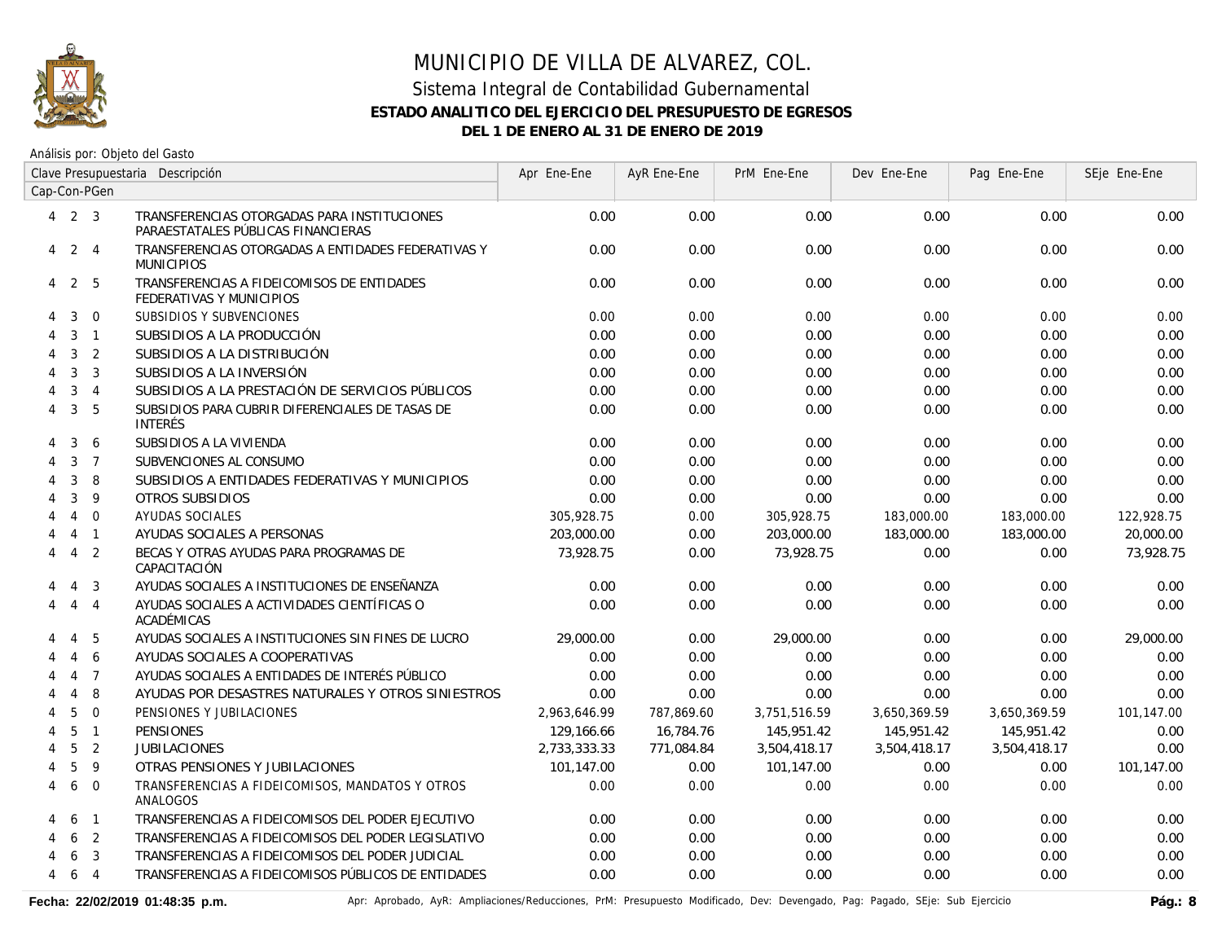# MUNICIPIO DE VILLA DE ALVAREZ, COL.

## Sistema Integral de Contabilidad Gubernamental

### ESTADO ANALITICO DEL EJERCICIO DEL PRESUPUESTO DE EGRESOS

### DEL 1 DE ENERO AL 31 DE ENERO DE 2019

Análisis por: Objeto del Gasto

| Clave Presupuestaria Cap-Con-PGen | Descripción | Apr Ene-Ene | AyR Ene-Ene | PrM Ene-Ene | Dev Ene-Ene | Pag Ene-Ene | SEje Ene-Ene |
|---|---|---|---|---|---|---|---|
| 4 2 3 | TRANSFERENCIAS OTORGADAS PARA INSTITUCIONES PARAESTATALES PÚBLICAS FINANCIERAS | 0.00 | 0.00 | 0.00 | 0.00 | 0.00 | 0.00 |
| 4 2 4 | TRANSFERENCIAS OTORGADAS A ENTIDADES FEDERATIVAS Y MUNICIPIOS | 0.00 | 0.00 | 0.00 | 0.00 | 0.00 | 0.00 |
| 4 2 5 | TRANSFERENCIAS A FIDEICOMISOS DE ENTIDADES FEDERATIVAS Y MUNICIPIOS | 0.00 | 0.00 | 0.00 | 0.00 | 0.00 | 0.00 |
| 4 3 0 | SUBSIDIOS Y SUBVENCIONES | 0.00 | 0.00 | 0.00 | 0.00 | 0.00 | 0.00 |
| 4 3 1 | SUBSIDIOS A LA PRODUCCIÓN | 0.00 | 0.00 | 0.00 | 0.00 | 0.00 | 0.00 |
| 4 3 2 | SUBSIDIOS A LA DISTRIBUCIÓN | 0.00 | 0.00 | 0.00 | 0.00 | 0.00 | 0.00 |
| 4 3 3 | SUBSIDIOS A LA INVERSIÓN | 0.00 | 0.00 | 0.00 | 0.00 | 0.00 | 0.00 |
| 4 3 4 | SUBSIDIOS A LA PRESTACIÓN DE SERVICIOS PÚBLICOS | 0.00 | 0.00 | 0.00 | 0.00 | 0.00 | 0.00 |
| 4 3 5 | SUBSIDIOS PARA CUBRIR DIFERENCIALES DE TASAS DE INTERÉS | 0.00 | 0.00 | 0.00 | 0.00 | 0.00 | 0.00 |
| 4 3 6 | SUBSIDIOS A LA VIVIENDA | 0.00 | 0.00 | 0.00 | 0.00 | 0.00 | 0.00 |
| 4 3 7 | SUBVENCIONES AL CONSUMO | 0.00 | 0.00 | 0.00 | 0.00 | 0.00 | 0.00 |
| 4 3 8 | SUBSIDIOS A ENTIDADES FEDERATIVAS Y MUNICIPIOS | 0.00 | 0.00 | 0.00 | 0.00 | 0.00 | 0.00 |
| 4 3 9 | OTROS SUBSIDIOS | 0.00 | 0.00 | 0.00 | 0.00 | 0.00 | 0.00 |
| 4 4 0 | AYUDAS SOCIALES | 305,928.75 | 0.00 | 305,928.75 | 183,000.00 | 183,000.00 | 122,928.75 |
| 4 4 1 | AYUDAS SOCIALES A PERSONAS | 203,000.00 | 0.00 | 203,000.00 | 183,000.00 | 183,000.00 | 20,000.00 |
| 4 4 2 | BECAS Y OTRAS AYUDAS PARA PROGRAMAS DE CAPACITACIÓN | 73,928.75 | 0.00 | 73,928.75 | 0.00 | 0.00 | 73,928.75 |
| 4 4 3 | AYUDAS SOCIALES A INSTITUCIONES DE ENSEÑANZA | 0.00 | 0.00 | 0.00 | 0.00 | 0.00 | 0.00 |
| 4 4 4 | AYUDAS SOCIALES A ACTIVIDADES CIENTÍFICAS O ACADÉMICAS | 0.00 | 0.00 | 0.00 | 0.00 | 0.00 | 0.00 |
| 4 4 5 | AYUDAS SOCIALES A INSTITUCIONES SIN FINES DE LUCRO | 29,000.00 | 0.00 | 29,000.00 | 0.00 | 0.00 | 29,000.00 |
| 4 4 6 | AYUDAS SOCIALES A COOPERATIVAS | 0.00 | 0.00 | 0.00 | 0.00 | 0.00 | 0.00 |
| 4 4 7 | AYUDAS SOCIALES A ENTIDADES DE INTERÉS PÚBLICO | 0.00 | 0.00 | 0.00 | 0.00 | 0.00 | 0.00 |
| 4 4 8 | AYUDAS POR DESASTRES NATURALES Y OTROS SINIESTROS | 0.00 | 0.00 | 0.00 | 0.00 | 0.00 | 0.00 |
| 4 5 0 | PENSIONES Y JUBILACIONES | 2,963,646.99 | 787,869.60 | 3,751,516.59 | 3,650,369.59 | 3,650,369.59 | 101,147.00 |
| 4 5 1 | PENSIONES | 129,166.66 | 16,784.76 | 145,951.42 | 145,951.42 | 145,951.42 | 0.00 |
| 4 5 2 | JUBILACIONES | 2,733,333.33 | 771,084.84 | 3,504,418.17 | 3,504,418.17 | 3,504,418.17 | 0.00 |
| 4 5 9 | OTRAS PENSIONES Y JUBILACIONES | 101,147.00 | 0.00 | 101,147.00 | 0.00 | 0.00 | 101,147.00 |
| 4 6 0 | TRANSFERENCIAS A FIDEICOMISOS, MANDATOS Y OTROS ANALOGOS | 0.00 | 0.00 | 0.00 | 0.00 | 0.00 | 0.00 |
| 4 6 1 | TRANSFERENCIAS A FIDEICOMISOS DEL PODER EJECUTIVO | 0.00 | 0.00 | 0.00 | 0.00 | 0.00 | 0.00 |
| 4 6 2 | TRANSFERENCIAS A FIDEICOMISOS DEL PODER LEGISLATIVO | 0.00 | 0.00 | 0.00 | 0.00 | 0.00 | 0.00 |
| 4 6 3 | TRANSFERENCIAS A FIDEICOMISOS DEL PODER JUDICIAL | 0.00 | 0.00 | 0.00 | 0.00 | 0.00 | 0.00 |
| 4 6 4 | TRANSFERENCIAS A FIDEICOMISOS PÚBLICOS DE ENTIDADES | 0.00 | 0.00 | 0.00 | 0.00 | 0.00 | 0.00 |

**Fecha: 22/02/2019 01:48:35 p.m.** Apr: Aprobado, AyR: Ampliaciones/Reducciones, PrM: Presupuesto Modificado, Dev: Devengado, Pag: Pagado, SEje: Sub Ejercicio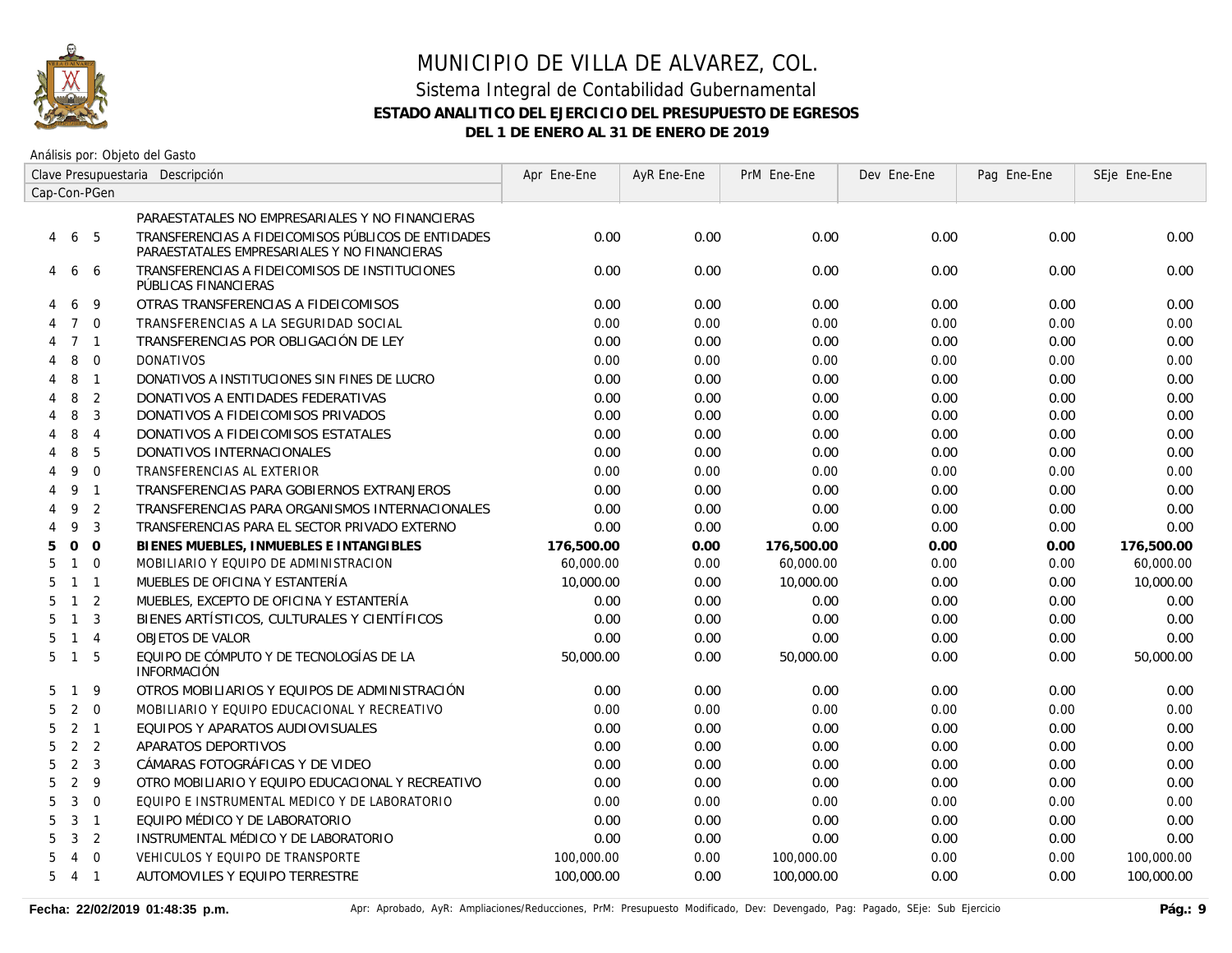# MUNICIPIO DE VILLA DE ALVAREZ, COL.

## Sistema Integral de Contabilidad Gubernamental

### ESTADO ANALITICO DEL EJERCICIO DEL PRESUPUESTO DE EGRESOS

### DEL 1 DE ENERO AL 31 DE ENERO DE 2019

Análisis por: Objeto del Gasto

| Cap | Con | PGen | Descripción | Apr Ene-Ene | AyR Ene-Ene | PrM Ene-Ene | Dev Ene-Ene | Pag Ene-Ene | SEje Ene-Ene |
|---|---|---|---|---|---|---|---|---|---|
| | | | PARAESTATALES NO EMPRESARIALES Y NO FINANCIERAS | | | | | | |
| 4 | 6 | 5 | TRANSFERENCIAS A FIDEICOMISOS PÚBLICOS DE ENTIDADES PARAESTATALES EMPRESARIALES Y NO FINANCIERAS | 0.00 | 0.00 | 0.00 | 0.00 | 0.00 | 0.00 |
| 4 | 6 | 6 | TRANSFERENCIAS A FIDEICOMISOS DE INSTITUCIONES PÚBLICAS FINANCIERAS | 0.00 | 0.00 | 0.00 | 0.00 | 0.00 | 0.00 |
| 4 | 6 | 9 | OTRAS TRANSFERENCIAS A FIDEICOMISOS | 0.00 | 0.00 | 0.00 | 0.00 | 0.00 | 0.00 |
| 4 | 7 | 0 | TRANSFERENCIAS A LA SEGURIDAD SOCIAL | 0.00 | 0.00 | 0.00 | 0.00 | 0.00 | 0.00 |
| 4 | 7 | 1 | TRANSFERENCIAS POR OBLIGACIÓN DE LEY | 0.00 | 0.00 | 0.00 | 0.00 | 0.00 | 0.00 |
| 4 | 8 | 0 | DONATIVOS | 0.00 | 0.00 | 0.00 | 0.00 | 0.00 | 0.00 |
| 4 | 8 | 1 | DONATIVOS A INSTITUCIONES SIN FINES DE LUCRO | 0.00 | 0.00 | 0.00 | 0.00 | 0.00 | 0.00 |
| 4 | 8 | 2 | DONATIVOS A ENTIDADES FEDERATIVAS | 0.00 | 0.00 | 0.00 | 0.00 | 0.00 | 0.00 |
| 4 | 8 | 3 | DONATIVOS A FIDEICOMISOS PRIVADOS | 0.00 | 0.00 | 0.00 | 0.00 | 0.00 | 0.00 |
| 4 | 8 | 4 | DONATIVOS A FIDEICOMISOS ESTATALES | 0.00 | 0.00 | 0.00 | 0.00 | 0.00 | 0.00 |
| 4 | 8 | 5 | DONATIVOS INTERNACIONALES | 0.00 | 0.00 | 0.00 | 0.00 | 0.00 | 0.00 |
| 4 | 9 | 0 | TRANSFERENCIAS AL EXTERIOR | 0.00 | 0.00 | 0.00 | 0.00 | 0.00 | 0.00 |
| 4 | 9 | 1 | TRANSFERENCIAS PARA GOBIERNOS EXTRANJEROS | 0.00 | 0.00 | 0.00 | 0.00 | 0.00 | 0.00 |
| 4 | 9 | 2 | TRANSFERENCIAS PARA ORGANISMOS INTERNACIONALES | 0.00 | 0.00 | 0.00 | 0.00 | 0.00 | 0.00 |
| 4 | 9 | 3 | TRANSFERENCIAS PARA EL SECTOR PRIVADO EXTERNO | 0.00 | 0.00 | 0.00 | 0.00 | 0.00 | 0.00 |
| **5** | **0** | **0** | **BIENES MUEBLES, INMUEBLES E INTANGIBLES** | **176,500.00** | **0.00** | **176,500.00** | **0.00** | **0.00** | **176,500.00** |
| 5 | 1 | 0 | MOBILIARIO Y EQUIPO DE ADMINISTRACION | 60,000.00 | 0.00 | 60,000.00 | 0.00 | 0.00 | 60,000.00 |
| 5 | 1 | 1 | MUEBLES DE OFICINA Y ESTANTERÍA | 10,000.00 | 0.00 | 10,000.00 | 0.00 | 0.00 | 10,000.00 |
| 5 | 1 | 2 | MUEBLES, EXCEPTO DE OFICINA Y ESTANTERÍA | 0.00 | 0.00 | 0.00 | 0.00 | 0.00 | 0.00 |
| 5 | 1 | 3 | BIENES ARTÍSTICOS, CULTURALES Y CIENTÍFICOS | 0.00 | 0.00 | 0.00 | 0.00 | 0.00 | 0.00 |
| 5 | 1 | 4 | OBJETOS DE VALOR | 0.00 | 0.00 | 0.00 | 0.00 | 0.00 | 0.00 |
| 5 | 1 | 5 | EQUIPO DE CÓMPUTO Y DE TECNOLOGÍAS DE LA INFORMACIÓN | 50,000.00 | 0.00 | 50,000.00 | 0.00 | 0.00 | 50,000.00 |
| 5 | 1 | 9 | OTROS MOBILIARIOS Y EQUIPOS DE ADMINISTRACIÓN | 0.00 | 0.00 | 0.00 | 0.00 | 0.00 | 0.00 |
| 5 | 2 | 0 | MOBILIARIO Y EQUIPO EDUCACIONAL Y RECREATIVO | 0.00 | 0.00 | 0.00 | 0.00 | 0.00 | 0.00 |
| 5 | 2 | 1 | EQUIPOS Y APARATOS AUDIOVISUALES | 0.00 | 0.00 | 0.00 | 0.00 | 0.00 | 0.00 |
| 5 | 2 | 2 | APARATOS DEPORTIVOS | 0.00 | 0.00 | 0.00 | 0.00 | 0.00 | 0.00 |
| 5 | 2 | 3 | CÁMARAS FOTOGRÁFICAS Y DE VIDEO | 0.00 | 0.00 | 0.00 | 0.00 | 0.00 | 0.00 |
| 5 | 2 | 9 | OTRO MOBILIARIO Y EQUIPO EDUCACIONAL Y RECREATIVO | 0.00 | 0.00 | 0.00 | 0.00 | 0.00 | 0.00 |
| 5 | 3 | 0 | EQUIPO E INSTRUMENTAL MEDICO Y DE LABORATORIO | 0.00 | 0.00 | 0.00 | 0.00 | 0.00 | 0.00 |
| 5 | 3 | 1 | EQUIPO MÉDICO Y DE LABORATORIO | 0.00 | 0.00 | 0.00 | 0.00 | 0.00 | 0.00 |
| 5 | 3 | 2 | INSTRUMENTAL MÉDICO Y DE LABORATORIO | 0.00 | 0.00 | 0.00 | 0.00 | 0.00 | 0.00 |
| 5 | 4 | 0 | VEHICULOS Y EQUIPO DE TRANSPORTE | 100,000.00 | 0.00 | 100,000.00 | 0.00 | 0.00 | 100,000.00 |
| 5 | 4 | 1 | AUTOMOVILES Y EQUIPO TERRESTRE | 100,000.00 | 0.00 | 100,000.00 | 0.00 | 0.00 | 100,000.00 |

Fecha: 22/02/2019 01:48:35 p.m.

Apr: Aprobado, AyR: Ampliaciones/Reducciones, PrM: Presupuesto Modificado, Dev: Devengado, Pag: Pagado, SEje: Sub Ejercicio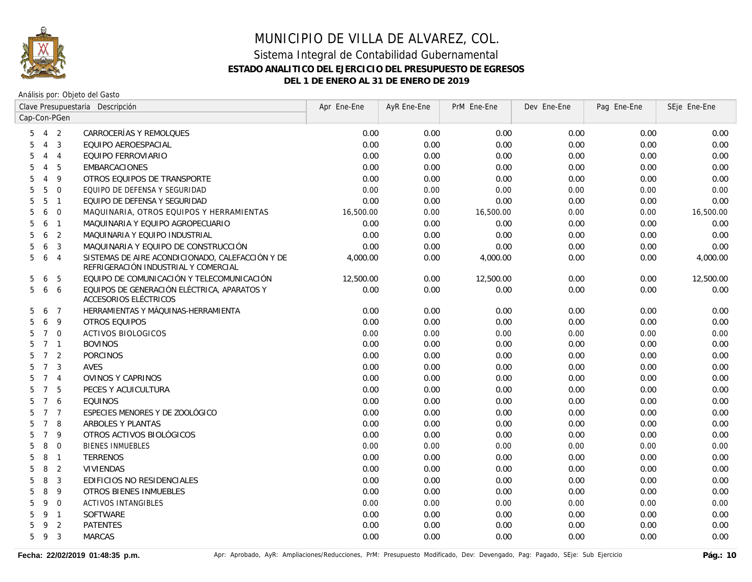# MUNICIPIO DE VILLA DE ALVAREZ, COL.

## Sistema Integral de Contabilidad Gubernamental

### ESTADO ANALITICO DEL EJERCICIO DEL PRESUPUESTO DE EGRESOS

### DEL 1 DE ENERO AL 31 DE ENERO DE 2019

Análisis por: Objeto del Gasto

| Clave Presupuestaria Cap-Con-PGen | Descripción | Apr Ene-Ene | AyR Ene-Ene | PrM Ene-Ene | Dev Ene-Ene | Pag Ene-Ene | SEje Ene-Ene |
|---|---|---|---|---|---|---|---|
| 5 4 2 | CARROCERÍAS Y REMOLQUES | 0.00 | 0.00 | 0.00 | 0.00 | 0.00 | 0.00 |
| 5 4 3 | EQUIPO AEROESPACIAL | 0.00 | 0.00 | 0.00 | 0.00 | 0.00 | 0.00 |
| 5 4 4 | EQUIPO FERROVIARIO | 0.00 | 0.00 | 0.00 | 0.00 | 0.00 | 0.00 |
| 5 4 5 | EMBARCACIONES | 0.00 | 0.00 | 0.00 | 0.00 | 0.00 | 0.00 |
| 5 4 9 | OTROS EQUIPOS DE TRANSPORTE | 0.00 | 0.00 | 0.00 | 0.00 | 0.00 | 0.00 |
| 5 5 0 | EQUIPO DE DEFENSA Y SEGURIDAD | 0.00 | 0.00 | 0.00 | 0.00 | 0.00 | 0.00 |
| 5 5 1 | EQUIPO DE DEFENSA Y SEGURIDAD | 0.00 | 0.00 | 0.00 | 0.00 | 0.00 | 0.00 |
| 5 6 0 | MAQUINARIA, OTROS EQUIPOS Y HERRAMIENTAS | 16,500.00 | 0.00 | 16,500.00 | 0.00 | 0.00 | 16,500.00 |
| 5 6 1 | MAQUINARIA Y EQUIPO AGROPECUARIO | 0.00 | 0.00 | 0.00 | 0.00 | 0.00 | 0.00 |
| 5 6 2 | MAQUINARIA Y EQUIPO INDUSTRIAL | 0.00 | 0.00 | 0.00 | 0.00 | 0.00 | 0.00 |
| 5 6 3 | MAQUINARIA Y EQUIPO DE CONSTRUCCIÓN | 0.00 | 0.00 | 0.00 | 0.00 | 0.00 | 0.00 |
| 5 6 4 | SISTEMAS DE AIRE ACONDICIONADO, CALEFACCIÓN Y DE REFRIGERACIÓN INDUSTRIAL Y COMERCIAL | 4,000.00 | 0.00 | 4,000.00 | 0.00 | 0.00 | 4,000.00 |
| 5 6 5 | EQUIPO DE COMUNICACIÓN Y TELECOMUNICACIÓN | 12,500.00 | 0.00 | 12,500.00 | 0.00 | 0.00 | 12,500.00 |
| 5 6 6 | EQUIPOS DE GENERACIÓN ELÉCTRICA, APARATOS Y ACCESORIOS ELÉCTRICOS | 0.00 | 0.00 | 0.00 | 0.00 | 0.00 | 0.00 |
| 5 6 7 | HERRAMIENTAS Y MÁQUINAS-HERRAMIENTA | 0.00 | 0.00 | 0.00 | 0.00 | 0.00 | 0.00 |
| 5 6 9 | OTROS EQUIPOS | 0.00 | 0.00 | 0.00 | 0.00 | 0.00 | 0.00 |
| 5 7 0 | ACTIVOS BIOLOGICOS | 0.00 | 0.00 | 0.00 | 0.00 | 0.00 | 0.00 |
| 5 7 1 | BOVINOS | 0.00 | 0.00 | 0.00 | 0.00 | 0.00 | 0.00 |
| 5 7 2 | PORCINOS | 0.00 | 0.00 | 0.00 | 0.00 | 0.00 | 0.00 |
| 5 7 3 | AVES | 0.00 | 0.00 | 0.00 | 0.00 | 0.00 | 0.00 |
| 5 7 4 | OVINOS Y CAPRINOS | 0.00 | 0.00 | 0.00 | 0.00 | 0.00 | 0.00 |
| 5 7 5 | PECES Y ACUICULTURA | 0.00 | 0.00 | 0.00 | 0.00 | 0.00 | 0.00 |
| 5 7 6 | EQUINOS | 0.00 | 0.00 | 0.00 | 0.00 | 0.00 | 0.00 |
| 5 7 7 | ESPECIES MENORES Y DE ZOOLÓGICO | 0.00 | 0.00 | 0.00 | 0.00 | 0.00 | 0.00 |
| 5 7 8 | ARBOLES Y PLANTAS | 0.00 | 0.00 | 0.00 | 0.00 | 0.00 | 0.00 |
| 5 7 9 | OTROS ACTIVOS BIOLÓGICOS | 0.00 | 0.00 | 0.00 | 0.00 | 0.00 | 0.00 |
| 5 8 0 | BIENES INMUEBLES | 0.00 | 0.00 | 0.00 | 0.00 | 0.00 | 0.00 |
| 5 8 1 | TERRENOS | 0.00 | 0.00 | 0.00 | 0.00 | 0.00 | 0.00 |
| 5 8 2 | VIVIENDAS | 0.00 | 0.00 | 0.00 | 0.00 | 0.00 | 0.00 |
| 5 8 3 | EDIFICIOS NO RESIDENCIALES | 0.00 | 0.00 | 0.00 | 0.00 | 0.00 | 0.00 |
| 5 8 9 | OTROS BIENES INMUEBLES | 0.00 | 0.00 | 0.00 | 0.00 | 0.00 | 0.00 |
| 5 9 0 | ACTIVOS INTANGIBLES | 0.00 | 0.00 | 0.00 | 0.00 | 0.00 | 0.00 |
| 5 9 1 | SOFTWARE | 0.00 | 0.00 | 0.00 | 0.00 | 0.00 | 0.00 |
| 5 9 2 | PATENTES | 0.00 | 0.00 | 0.00 | 0.00 | 0.00 | 0.00 |
| 5 9 3 | MARCAS | 0.00 | 0.00 | 0.00 | 0.00 | 0.00 | 0.00 |

Fecha: 22/02/2019 01:48:35 p.m. — Apr: Aprobado, AyR: Ampliaciones/Reducciones, PrM: Presupuesto Modificado, Dev: Devengado, Pag: Pagado, SEje: Sub Ejercicio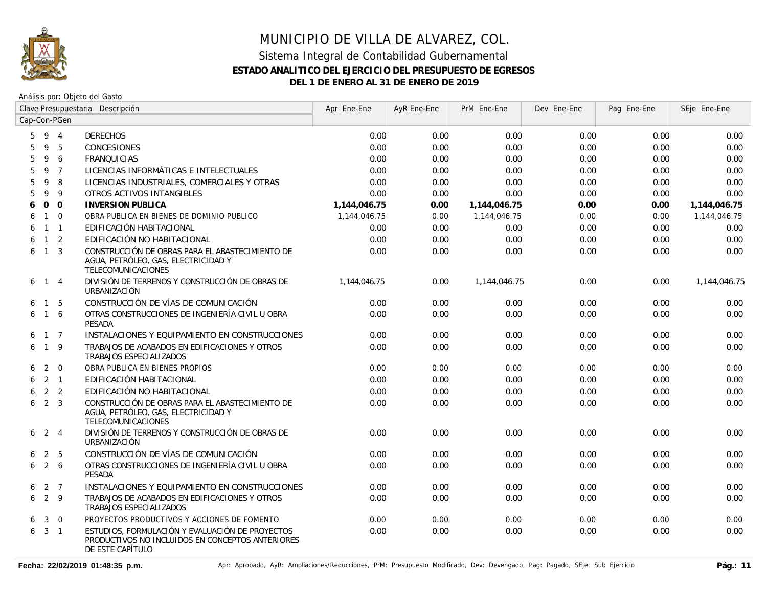# MUNICIPIO DE VILLA DE ALVAREZ, COL.

## Sistema Integral de Contabilidad Gubernamental

### ESTADO ANALITICO DEL EJERCICIO DEL PRESUPUESTO DE EGRESOS

### DEL 1 DE ENERO AL 31 DE ENERO DE 2019

Análisis por: Objeto del Gasto

| Clave Presupuestaria Cap-Con-PGen | Descripción | Apr Ene-Ene | AyR Ene-Ene | PrM Ene-Ene | Dev Ene-Ene | Pag Ene-Ene | SEje Ene-Ene |
|---|---|---|---|---|---|---|---|
| 5 9 4 | DERECHOS | 0.00 | 0.00 | 0.00 | 0.00 | 0.00 | 0.00 |
| 5 9 5 | CONCESIONES | 0.00 | 0.00 | 0.00 | 0.00 | 0.00 | 0.00 |
| 5 9 6 | FRANQUICIAS | 0.00 | 0.00 | 0.00 | 0.00 | 0.00 | 0.00 |
| 5 9 7 | LICENCIAS INFORMÁTICAS E INTELECTUALES | 0.00 | 0.00 | 0.00 | 0.00 | 0.00 | 0.00 |
| 5 9 8 | LICENCIAS INDUSTRIALES, COMERCIALES Y OTRAS | 0.00 | 0.00 | 0.00 | 0.00 | 0.00 | 0.00 |
| 5 9 9 | OTROS ACTIVOS INTANGIBLES | 0.00 | 0.00 | 0.00 | 0.00 | 0.00 | 0.00 |
| **6 0 0** | **INVERSION PUBLICA** | **1,144,046.75** | **0.00** | **1,144,046.75** | **0.00** | **0.00** | **1,144,046.75** |
| 6 1 0 | OBRA PUBLICA EN BIENES DE DOMINIO PUBLICO | 1,144,046.75 | 0.00 | 1,144,046.75 | 0.00 | 0.00 | 1,144,046.75 |
| 6 1 1 | EDIFICACIÓN HABITACIONAL | 0.00 | 0.00 | 0.00 | 0.00 | 0.00 | 0.00 |
| 6 1 2 | EDIFICACIÓN NO HABITACIONAL | 0.00 | 0.00 | 0.00 | 0.00 | 0.00 | 0.00 |
| 6 1 3 | CONSTRUCCIÓN DE OBRAS PARA EL ABASTECIMIENTO DE AGUA, PETRÓLEO, GAS, ELECTRICIDAD Y TELECOMUNICACIONES | 0.00 | 0.00 | 0.00 | 0.00 | 0.00 | 0.00 |
| 6 1 4 | DIVISIÓN DE TERRENOS Y CONSTRUCCIÓN DE OBRAS DE URBANIZACIÓN | 1,144,046.75 | 0.00 | 1,144,046.75 | 0.00 | 0.00 | 1,144,046.75 |
| 6 1 5 | CONSTRUCCIÓN DE VÍAS DE COMUNICACIÓN | 0.00 | 0.00 | 0.00 | 0.00 | 0.00 | 0.00 |
| 6 1 6 | OTRAS CONSTRUCCIONES DE INGENIERÍA CIVIL U OBRA PESADA | 0.00 | 0.00 | 0.00 | 0.00 | 0.00 | 0.00 |
| 6 1 7 | INSTALACIONES Y EQUIPAMIENTO EN CONSTRUCCIONES | 0.00 | 0.00 | 0.00 | 0.00 | 0.00 | 0.00 |
| 6 1 9 | TRABAJOS DE ACABADOS EN EDIFICACIONES Y OTROS TRABAJOS ESPECIALIZADOS | 0.00 | 0.00 | 0.00 | 0.00 | 0.00 | 0.00 |
| 6 2 0 | OBRA PUBLICA EN BIENES PROPIOS | 0.00 | 0.00 | 0.00 | 0.00 | 0.00 | 0.00 |
| 6 2 1 | EDIFICACIÓN HABITACIONAL | 0.00 | 0.00 | 0.00 | 0.00 | 0.00 | 0.00 |
| 6 2 2 | EDIFICACIÓN NO HABITACIONAL | 0.00 | 0.00 | 0.00 | 0.00 | 0.00 | 0.00 |
| 6 2 3 | CONSTRUCCIÓN DE OBRAS PARA EL ABASTECIMIENTO DE AGUA, PETRÓLEO, GAS, ELECTRICIDAD Y TELECOMUNICACIONES | 0.00 | 0.00 | 0.00 | 0.00 | 0.00 | 0.00 |
| 6 2 4 | DIVISIÓN DE TERRENOS Y CONSTRUCCIÓN DE OBRAS DE URBANIZACIÓN | 0.00 | 0.00 | 0.00 | 0.00 | 0.00 | 0.00 |
| 6 2 5 | CONSTRUCCIÓN DE VÍAS DE COMUNICACIÓN | 0.00 | 0.00 | 0.00 | 0.00 | 0.00 | 0.00 |
| 6 2 6 | OTRAS CONSTRUCCIONES DE INGENIERÍA CIVIL U OBRA PESADA | 0.00 | 0.00 | 0.00 | 0.00 | 0.00 | 0.00 |
| 6 2 7 | INSTALACIONES Y EQUIPAMIENTO EN CONSTRUCCIONES | 0.00 | 0.00 | 0.00 | 0.00 | 0.00 | 0.00 |
| 6 2 9 | TRABAJOS DE ACABADOS EN EDIFICACIONES Y OTROS TRABAJOS ESPECIALIZADOS | 0.00 | 0.00 | 0.00 | 0.00 | 0.00 | 0.00 |
| 6 3 0 | PROYECTOS PRODUCTIVOS Y ACCIONES DE FOMENTO | 0.00 | 0.00 | 0.00 | 0.00 | 0.00 | 0.00 |
| 6 3 1 | ESTUDIOS, FORMULACIÓN Y EVALUACIÓN DE PROYECTOS PRODUCTIVOS NO INCLUIDOS EN CONCEPTOS ANTERIORES DE ESTE CAPÍTULO | 0.00 | 0.00 | 0.00 | 0.00 | 0.00 | 0.00 |

Fecha: 22/02/2019 01:48:35 p.m.

Apr: Aprobado, AyR: Ampliaciones/Reducciones, PrM: Presupuesto Modificado, Dev: Devengado, Pag: Pagado, SEje: Sub Ejercicio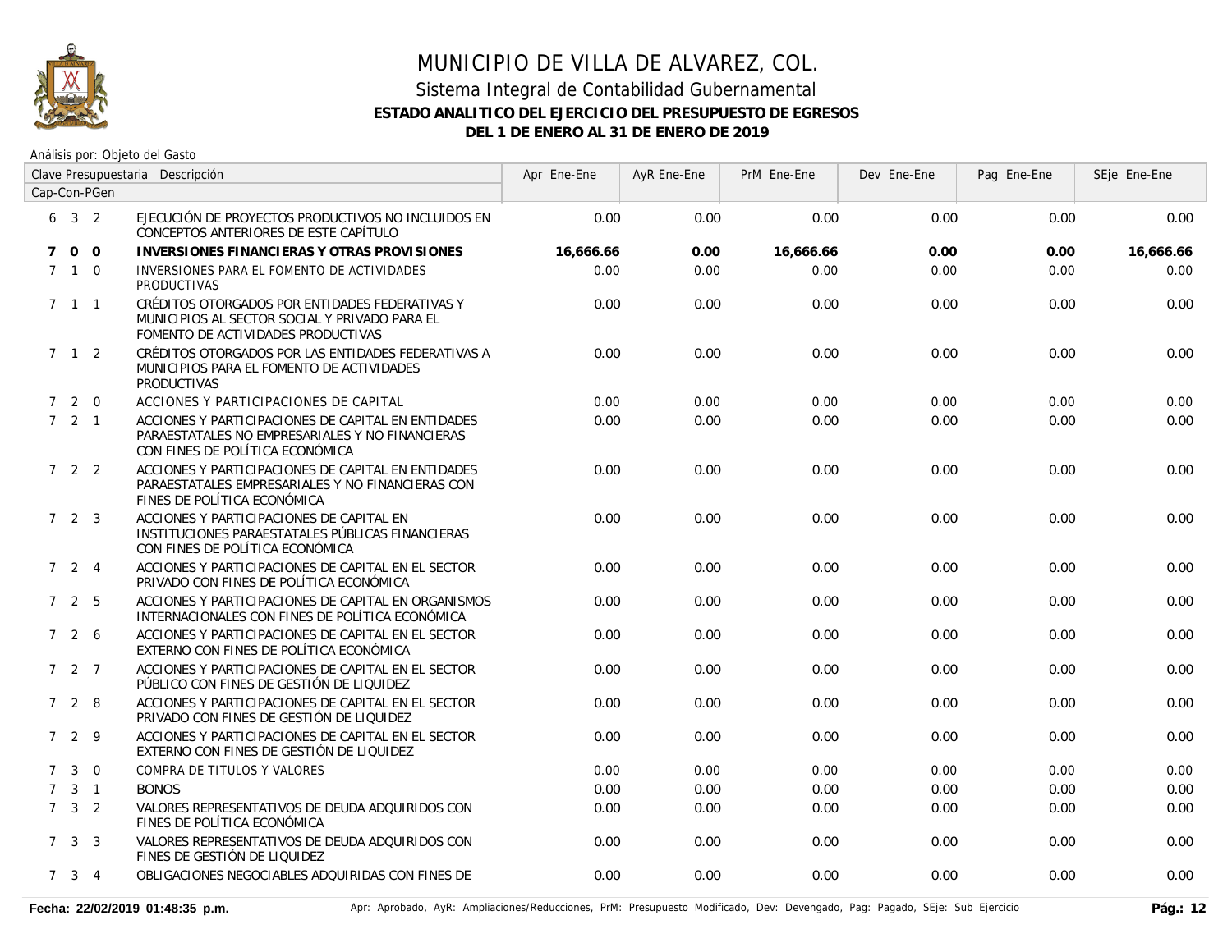# MUNICIPIO DE VILLA DE ALVAREZ, COL.

## Sistema Integral de Contabilidad Gubernamental

**ESTADO ANALITICO DEL EJERCICIO DEL PRESUPUESTO DE EGRESOS**

**DEL 1 DE ENERO AL 31 DE ENERO DE 2019**

Análisis por: Objeto del Gasto

| Clave Presupuestaria Cap-Con-PGen | Descripción | Apr Ene-Ene | AyR Ene-Ene | PrM Ene-Ene | Dev Ene-Ene | Pag Ene-Ene | SEje Ene-Ene |
|---|---|---|---|---|---|---|---|
| 6 3 2 | EJECUCIÓN DE PROYECTOS PRODUCTIVOS NO INCLUIDOS EN CONCEPTOS ANTERIORES DE ESTE CAPÍTULO | 0.00 | 0.00 | 0.00 | 0.00 | 0.00 | 0.00 |
| **7 0 0** | **INVERSIONES FINANCIERAS Y OTRAS PROVISIONES** | **16,666.66** | **0.00** | **16,666.66** | **0.00** | **0.00** | **16,666.66** |
| 7 1 0 | INVERSIONES PARA EL FOMENTO DE ACTIVIDADES PRODUCTIVAS | 0.00 | 0.00 | 0.00 | 0.00 | 0.00 | 0.00 |
| 7 1 1 | CRÉDITOS OTORGADOS POR ENTIDADES FEDERATIVAS Y MUNICIPIOS AL SECTOR SOCIAL Y PRIVADO PARA EL FOMENTO DE ACTIVIDADES PRODUCTIVAS | 0.00 | 0.00 | 0.00 | 0.00 | 0.00 | 0.00 |
| 7 1 2 | CRÉDITOS OTORGADOS POR LAS ENTIDADES FEDERATIVAS A MUNICIPIOS PARA EL FOMENTO DE ACTIVIDADES PRODUCTIVAS | 0.00 | 0.00 | 0.00 | 0.00 | 0.00 | 0.00 |
| 7 2 0 | ACCIONES Y PARTICIPACIONES DE CAPITAL | 0.00 | 0.00 | 0.00 | 0.00 | 0.00 | 0.00 |
| 7 2 1 | ACCIONES Y PARTICIPACIONES DE CAPITAL EN ENTIDADES PARAESTATALES NO EMPRESARIALES Y NO FINANCIERAS CON FINES DE POLÍTICA ECONÓMICA | 0.00 | 0.00 | 0.00 | 0.00 | 0.00 | 0.00 |
| 7 2 2 | ACCIONES Y PARTICIPACIONES DE CAPITAL EN ENTIDADES PARAESTATALES EMPRESARIALES Y NO FINANCIERAS CON FINES DE POLÍTICA ECONÓMICA | 0.00 | 0.00 | 0.00 | 0.00 | 0.00 | 0.00 |
| 7 2 3 | ACCIONES Y PARTICIPACIONES DE CAPITAL EN INSTITUCIONES PARAESTATALES PÚBLICAS FINANCIERAS CON FINES DE POLÍTICA ECONÓMICA | 0.00 | 0.00 | 0.00 | 0.00 | 0.00 | 0.00 |
| 7 2 4 | ACCIONES Y PARTICIPACIONES DE CAPITAL EN EL SECTOR PRIVADO CON FINES DE POLÍTICA ECONÓMICA | 0.00 | 0.00 | 0.00 | 0.00 | 0.00 | 0.00 |
| 7 2 5 | ACCIONES Y PARTICIPACIONES DE CAPITAL EN ORGANISMOS INTERNACIONALES CON FINES DE POLÍTICA ECONÓMICA | 0.00 | 0.00 | 0.00 | 0.00 | 0.00 | 0.00 |
| 7 2 6 | ACCIONES Y PARTICIPACIONES DE CAPITAL EN EL SECTOR EXTERNO CON FINES DE POLÍTICA ECONÓMICA | 0.00 | 0.00 | 0.00 | 0.00 | 0.00 | 0.00 |
| 7 2 7 | ACCIONES Y PARTICIPACIONES DE CAPITAL EN EL SECTOR PÚBLICO CON FINES DE GESTIÓN DE LIQUIDEZ | 0.00 | 0.00 | 0.00 | 0.00 | 0.00 | 0.00 |
| 7 2 8 | ACCIONES Y PARTICIPACIONES DE CAPITAL EN EL SECTOR PRIVADO CON FINES DE GESTIÓN DE LIQUIDEZ | 0.00 | 0.00 | 0.00 | 0.00 | 0.00 | 0.00 |
| 7 2 9 | ACCIONES Y PARTICIPACIONES DE CAPITAL EN EL SECTOR EXTERNO CON FINES DE GESTIÓN DE LIQUIDEZ | 0.00 | 0.00 | 0.00 | 0.00 | 0.00 | 0.00 |
| 7 3 0 | COMPRA DE TITULOS Y VALORES | 0.00 | 0.00 | 0.00 | 0.00 | 0.00 | 0.00 |
| 7 3 1 | BONOS | 0.00 | 0.00 | 0.00 | 0.00 | 0.00 | 0.00 |
| 7 3 2 | VALORES REPRESENTATIVOS DE DEUDA ADQUIRIDOS CON FINES DE POLÍTICA ECONÓMICA | 0.00 | 0.00 | 0.00 | 0.00 | 0.00 | 0.00 |
| 7 3 3 | VALORES REPRESENTATIVOS DE DEUDA ADQUIRIDOS CON FINES DE GESTIÓN DE LIQUIDEZ | 0.00 | 0.00 | 0.00 | 0.00 | 0.00 | 0.00 |
| 7 3 4 | OBLIGACIONES NEGOCIABLES ADQUIRIDAS CON FINES DE | 0.00 | 0.00 | 0.00 | 0.00 | 0.00 | 0.00 |

Fecha: 22/02/2019 01:48:35 p.m.

Apr: Aprobado, AyR: Ampliaciones/Reducciones, PrM: Presupuesto Modificado, Dev: Devengado, Pag: Pagado, SEje: Sub Ejercicio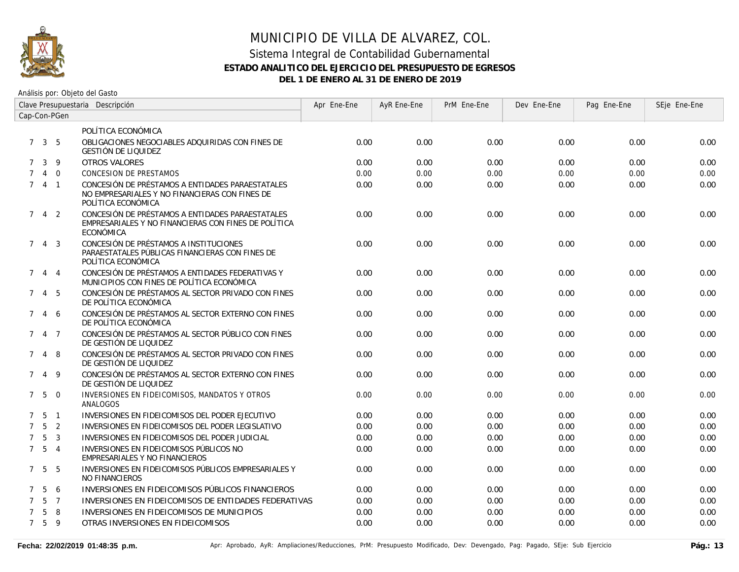# MUNICIPIO DE VILLA DE ALVAREZ, COL.

## Sistema Integral de Contabilidad Gubernamental

### ESTADO ANALITICO DEL EJERCICIO DEL PRESUPUESTO DE EGRESOS

### DEL 1 DE ENERO AL 31 DE ENERO DE 2019

Análisis por: Objeto del Gasto

| Clave Presupuestaria Cap-Con-PGen | Descripción | Apr Ene-Ene | AyR Ene-Ene | PrM Ene-Ene | Dev Ene-Ene | Pag Ene-Ene | SEje Ene-Ene |
|---|---|---|---|---|---|---|---|
| | POLÍTICA ECONÓMICA | | | | | | |
| 7 3 5 | OBLIGACIONES NEGOCIABLES ADQUIRIDAS CON FINES DE GESTIÓN DE LIQUIDEZ | 0.00 | 0.00 | 0.00 | 0.00 | 0.00 | 0.00 |
| 7 3 9 | OTROS VALORES | 0.00 | 0.00 | 0.00 | 0.00 | 0.00 | 0.00 |
| 7 4 0 | CONCESION DE PRESTAMOS | 0.00 | 0.00 | 0.00 | 0.00 | 0.00 | 0.00 |
| 7 4 1 | CONCESIÓN DE PRÉSTAMOS A ENTIDADES PARAESTATALES NO EMPRESARIALES Y NO FINANCIERAS CON FINES DE POLÍTICA ECONÓMICA | 0.00 | 0.00 | 0.00 | 0.00 | 0.00 | 0.00 |
| 7 4 2 | CONCESIÓN DE PRÉSTAMOS A ENTIDADES PARAESTATALES EMPRESARIALES Y NO FINANCIERAS CON FINES DE POLÍTICA ECONÓMICA | 0.00 | 0.00 | 0.00 | 0.00 | 0.00 | 0.00 |
| 7 4 3 | CONCESIÓN DE PRÉSTAMOS A INSTITUCIONES PARAESTATALES PÚBLICAS FINANCIERAS CON FINES DE POLÍTICA ECONÓMICA | 0.00 | 0.00 | 0.00 | 0.00 | 0.00 | 0.00 |
| 7 4 4 | CONCESIÓN DE PRÉSTAMOS A ENTIDADES FEDERATIVAS Y MUNICIPIOS CON FINES DE POLÍTICA ECONÓMICA | 0.00 | 0.00 | 0.00 | 0.00 | 0.00 | 0.00 |
| 7 4 5 | CONCESIÓN DE PRÉSTAMOS AL SECTOR PRIVADO CON FINES DE POLÍTICA ECONÓMICA | 0.00 | 0.00 | 0.00 | 0.00 | 0.00 | 0.00 |
| 7 4 6 | CONCESIÓN DE PRÉSTAMOS AL SECTOR EXTERNO CON FINES DE POLÍTICA ECONÓMICA | 0.00 | 0.00 | 0.00 | 0.00 | 0.00 | 0.00 |
| 7 4 7 | CONCESIÓN DE PRÉSTAMOS AL SECTOR PÚBLICO CON FINES DE GESTIÓN DE LIQUIDEZ | 0.00 | 0.00 | 0.00 | 0.00 | 0.00 | 0.00 |
| 7 4 8 | CONCESIÓN DE PRÉSTAMOS AL SECTOR PRIVADO CON FINES DE GESTIÓN DE LIQUIDEZ | 0.00 | 0.00 | 0.00 | 0.00 | 0.00 | 0.00 |
| 7 4 9 | CONCESIÓN DE PRÉSTAMOS AL SECTOR EXTERNO CON FINES DE GESTIÓN DE LIQUIDEZ | 0.00 | 0.00 | 0.00 | 0.00 | 0.00 | 0.00 |
| 7 5 0 | INVERSIONES EN FIDEICOMISOS, MANDATOS Y OTROS ANALOGOS | 0.00 | 0.00 | 0.00 | 0.00 | 0.00 | 0.00 |
| 7 5 1 | INVERSIONES EN FIDEICOMISOS DEL PODER EJECUTIVO | 0.00 | 0.00 | 0.00 | 0.00 | 0.00 | 0.00 |
| 7 5 2 | INVERSIONES EN FIDEICOMISOS DEL PODER LEGISLATIVO | 0.00 | 0.00 | 0.00 | 0.00 | 0.00 | 0.00 |
| 7 5 3 | INVERSIONES EN FIDEICOMISOS DEL PODER JUDICIAL | 0.00 | 0.00 | 0.00 | 0.00 | 0.00 | 0.00 |
| 7 5 4 | INVERSIONES EN FIDEICOMISOS PÚBLICOS NO EMPRESARIALES Y NO FINANCIEROS | 0.00 | 0.00 | 0.00 | 0.00 | 0.00 | 0.00 |
| 7 5 5 | INVERSIONES EN FIDEICOMISOS PÚBLICOS EMPRESARIALES Y NO FINANCIEROS | 0.00 | 0.00 | 0.00 | 0.00 | 0.00 | 0.00 |
| 7 5 6 | INVERSIONES EN FIDEICOMISOS PÚBLICOS FINANCIEROS | 0.00 | 0.00 | 0.00 | 0.00 | 0.00 | 0.00 |
| 7 5 7 | INVERSIONES EN FIDEICOMISOS DE ENTIDADES FEDERATIVAS | 0.00 | 0.00 | 0.00 | 0.00 | 0.00 | 0.00 |
| 7 5 8 | INVERSIONES EN FIDEICOMISOS DE MUNICIPIOS | 0.00 | 0.00 | 0.00 | 0.00 | 0.00 | 0.00 |
| 7 5 9 | OTRAS INVERSIONES EN FIDEICOMISOS | 0.00 | 0.00 | 0.00 | 0.00 | 0.00 | 0.00 |

**Fecha: 22/02/2019 01:48:35 p.m.** Apr: Aprobado, AyR: Ampliaciones/Reducciones, PrM: Presupuesto Modificado, Dev: Devengado, Pag: Pagado, SEje: Sub Ejercicio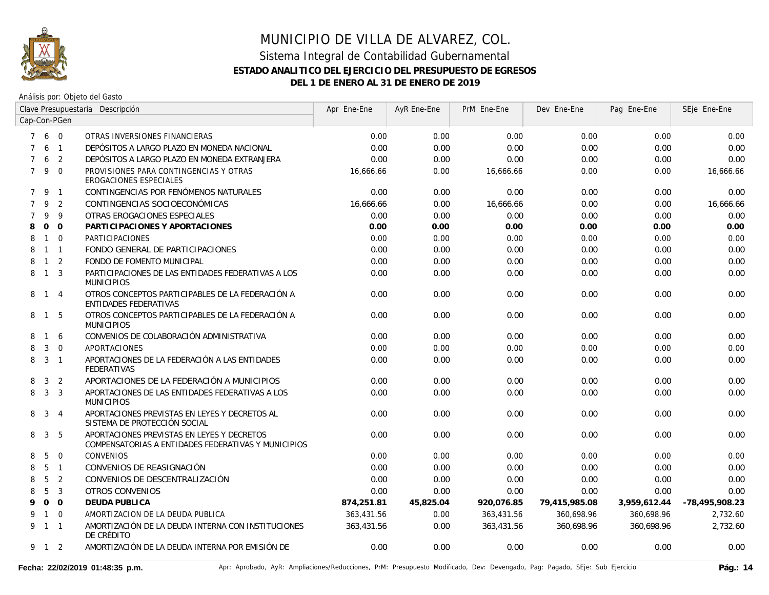# MUNICIPIO DE VILLA DE ALVAREZ, COL.

## Sistema Integral de Contabilidad Gubernamental

### ESTADO ANALITICO DEL EJERCICIO DEL PRESUPUESTO DE EGRESOS

### DEL 1 DE ENERO AL 31 DE ENERO DE 2019

Análisis por: Objeto del Gasto

| Clave Presupuestaria Cap-Con-PGen | Descripción | Apr Ene-Ene | AyR Ene-Ene | PrM Ene-Ene | Dev Ene-Ene | Pag Ene-Ene | SEje Ene-Ene |
|---|---|---|---|---|---|---|---|
| 7 6 0 | OTRAS INVERSIONES FINANCIERAS | 0.00 | 0.00 | 0.00 | 0.00 | 0.00 | 0.00 |
| 7 6 1 | DEPÓSITOS A LARGO PLAZO EN MONEDA NACIONAL | 0.00 | 0.00 | 0.00 | 0.00 | 0.00 | 0.00 |
| 7 6 2 | DEPÓSITOS A LARGO PLAZO EN MONEDA EXTRANJERA | 0.00 | 0.00 | 0.00 | 0.00 | 0.00 | 0.00 |
| 7 9 0 | PROVISIONES PARA CONTINGENCIAS Y OTRAS EROGACIONES ESPECIALES | 16,666.66 | 0.00 | 16,666.66 | 0.00 | 0.00 | 16,666.66 |
| 7 9 1 | CONTINGENCIAS POR FENÓMENOS NATURALES | 0.00 | 0.00 | 0.00 | 0.00 | 0.00 | 0.00 |
| 7 9 2 | CONTINGENCIAS SOCIOECONÓMICAS | 16,666.66 | 0.00 | 16,666.66 | 0.00 | 0.00 | 16,666.66 |
| 7 9 9 | OTRAS EROGACIONES ESPECIALES | 0.00 | 0.00 | 0.00 | 0.00 | 0.00 | 0.00 |
| **8 0 0** | **PARTICIPACIONES Y APORTACIONES** | **0.00** | **0.00** | **0.00** | **0.00** | **0.00** | **0.00** |
| 8 1 0 | PARTICIPACIONES | 0.00 | 0.00 | 0.00 | 0.00 | 0.00 | 0.00 |
| 8 1 1 | FONDO GENERAL DE PARTICIPACIONES | 0.00 | 0.00 | 0.00 | 0.00 | 0.00 | 0.00 |
| 8 1 2 | FONDO DE FOMENTO MUNICIPAL | 0.00 | 0.00 | 0.00 | 0.00 | 0.00 | 0.00 |
| 8 1 3 | PARTICIPACIONES DE LAS ENTIDADES FEDERATIVAS A LOS MUNICIPIOS | 0.00 | 0.00 | 0.00 | 0.00 | 0.00 | 0.00 |
| 8 1 4 | OTROS CONCEPTOS PARTICIPABLES DE LA FEDERACIÓN A ENTIDADES FEDERATIVAS | 0.00 | 0.00 | 0.00 | 0.00 | 0.00 | 0.00 |
| 8 1 5 | OTROS CONCEPTOS PARTICIPABLES DE LA FEDERACIÓN A MUNICIPIOS | 0.00 | 0.00 | 0.00 | 0.00 | 0.00 | 0.00 |
| 8 1 6 | CONVENIOS DE COLABORACIÓN ADMINISTRATIVA | 0.00 | 0.00 | 0.00 | 0.00 | 0.00 | 0.00 |
| 8 3 0 | APORTACIONES | 0.00 | 0.00 | 0.00 | 0.00 | 0.00 | 0.00 |
| 8 3 1 | APORTACIONES DE LA FEDERACIÓN A LAS ENTIDADES FEDERATIVAS | 0.00 | 0.00 | 0.00 | 0.00 | 0.00 | 0.00 |
| 8 3 2 | APORTACIONES DE LA FEDERACIÓN A MUNICIPIOS | 0.00 | 0.00 | 0.00 | 0.00 | 0.00 | 0.00 |
| 8 3 3 | APORTACIONES DE LAS ENTIDADES FEDERATIVAS A LOS MUNICIPIOS | 0.00 | 0.00 | 0.00 | 0.00 | 0.00 | 0.00 |
| 8 3 4 | APORTACIONES PREVISTAS EN LEYES Y DECRETOS AL SISTEMA DE PROTECCIÓN SOCIAL | 0.00 | 0.00 | 0.00 | 0.00 | 0.00 | 0.00 |
| 8 3 5 | APORTACIONES PREVISTAS EN LEYES Y DECRETOS COMPENSATORIAS A ENTIDADES FEDERATIVAS Y MUNICIPIOS | 0.00 | 0.00 | 0.00 | 0.00 | 0.00 | 0.00 |
| 8 5 0 | CONVENIOS | 0.00 | 0.00 | 0.00 | 0.00 | 0.00 | 0.00 |
| 8 5 1 | CONVENIOS DE REASIGNACIÓN | 0.00 | 0.00 | 0.00 | 0.00 | 0.00 | 0.00 |
| 8 5 2 | CONVENIOS DE DESCENTRALIZACIÓN | 0.00 | 0.00 | 0.00 | 0.00 | 0.00 | 0.00 |
| 8 5 3 | OTROS CONVENIOS | 0.00 | 0.00 | 0.00 | 0.00 | 0.00 | 0.00 |
| **9 0 0** | **DEUDA PUBLICA** | **874,251.81** | **45,825.04** | **920,076.85** | **79,415,985.08** | **3,959,612.44** | **-78,495,908.23** |
| 9 1 0 | AMORTIZACION DE LA DEUDA PUBLICA | 363,431.56 | 0.00 | 363,431.56 | 360,698.96 | 360,698.96 | 2,732.60 |
| 9 1 1 | AMORTIZACIÓN DE LA DEUDA INTERNA CON INSTITUCIONES DE CRÉDITO | 363,431.56 | 0.00 | 363,431.56 | 360,698.96 | 360,698.96 | 2,732.60 |
| 9 1 2 | AMORTIZACIÓN DE LA DEUDA INTERNA POR EMISIÓN DE | 0.00 | 0.00 | 0.00 | 0.00 | 0.00 | 0.00 |

Fecha: 22/02/2019 01:48:35 p.m. — Apr: Aprobado, AyR: Ampliaciones/Reducciones, PrM: Presupuesto Modificado, Dev: Devengado, Pag: Pagado, SEje: Sub Ejercicio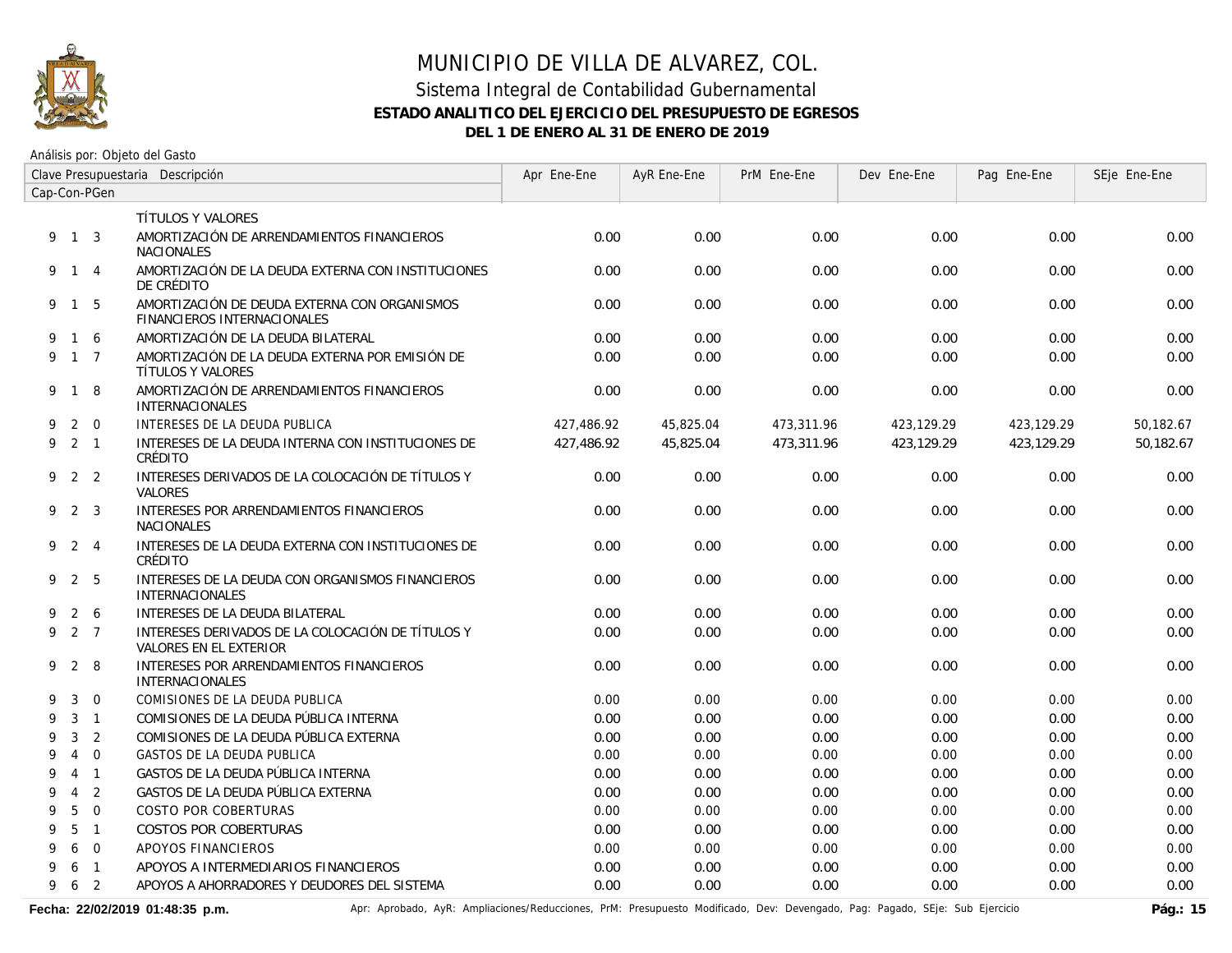# MUNICIPIO DE VILLA DE ALVAREZ, COL.

## Sistema Integral de Contabilidad Gubernamental

### ESTADO ANALITICO DEL EJERCICIO DEL PRESUPUESTO DE EGRESOS

### DEL 1 DE ENERO AL 31 DE ENERO DE 2019

Análisis por: Objeto del Gasto

| Clave Presupuestaria Cap-Con-PGen | Descripción | Apr Ene-Ene | AyR Ene-Ene | PrM Ene-Ene | Dev Ene-Ene | Pag Ene-Ene | SEje Ene-Ene |
|---|---|---|---|---|---|---|---|
| | TÍTULOS Y VALORES | | | | | | |
| 9 1 3 | AMORTIZACIÓN DE ARRENDAMIENTOS FINANCIEROS NACIONALES | 0.00 | 0.00 | 0.00 | 0.00 | 0.00 | 0.00 |
| 9 1 4 | AMORTIZACIÓN DE LA DEUDA EXTERNA CON INSTITUCIONES DE CRÉDITO | 0.00 | 0.00 | 0.00 | 0.00 | 0.00 | 0.00 |
| 9 1 5 | AMORTIZACIÓN DE DEUDA EXTERNA CON ORGANISMOS FINANCIEROS INTERNACIONALES | 0.00 | 0.00 | 0.00 | 0.00 | 0.00 | 0.00 |
| 9 1 6 | AMORTIZACIÓN DE LA DEUDA BILATERAL | 0.00 | 0.00 | 0.00 | 0.00 | 0.00 | 0.00 |
| 9 1 7 | AMORTIZACIÓN DE LA DEUDA EXTERNA POR EMISIÓN DE TÍTULOS Y VALORES | 0.00 | 0.00 | 0.00 | 0.00 | 0.00 | 0.00 |
| 9 1 8 | AMORTIZACIÓN DE ARRENDAMIENTOS FINANCIEROS INTERNACIONALES | 0.00 | 0.00 | 0.00 | 0.00 | 0.00 | 0.00 |
| 9 2 0 | INTERESES DE LA DEUDA PUBLICA | 427,486.92 | 45,825.04 | 473,311.96 | 423,129.29 | 423,129.29 | 50,182.67 |
| 9 2 1 | INTERESES DE LA DEUDA INTERNA CON INSTITUCIONES DE CRÉDITO | 427,486.92 | 45,825.04 | 473,311.96 | 423,129.29 | 423,129.29 | 50,182.67 |
| 9 2 2 | INTERESES DERIVADOS DE LA COLOCACIÓN DE TÍTULOS Y VALORES | 0.00 | 0.00 | 0.00 | 0.00 | 0.00 | 0.00 |
| 9 2 3 | INTERESES POR ARRENDAMIENTOS FINANCIEROS NACIONALES | 0.00 | 0.00 | 0.00 | 0.00 | 0.00 | 0.00 |
| 9 2 4 | INTERESES DE LA DEUDA EXTERNA CON INSTITUCIONES DE CRÉDITO | 0.00 | 0.00 | 0.00 | 0.00 | 0.00 | 0.00 |
| 9 2 5 | INTERESES DE LA DEUDA CON ORGANISMOS FINANCIEROS INTERNACIONALES | 0.00 | 0.00 | 0.00 | 0.00 | 0.00 | 0.00 |
| 9 2 6 | INTERESES DE LA DEUDA BILATERAL | 0.00 | 0.00 | 0.00 | 0.00 | 0.00 | 0.00 |
| 9 2 7 | INTERESES DERIVADOS DE LA COLOCACIÓN DE TÍTULOS Y VALORES EN EL EXTERIOR | 0.00 | 0.00 | 0.00 | 0.00 | 0.00 | 0.00 |
| 9 2 8 | INTERESES POR ARRENDAMIENTOS FINANCIEROS INTERNACIONALES | 0.00 | 0.00 | 0.00 | 0.00 | 0.00 | 0.00 |
| 9 3 0 | COMISIONES DE LA DEUDA PUBLICA | 0.00 | 0.00 | 0.00 | 0.00 | 0.00 | 0.00 |
| 9 3 1 | COMISIONES DE LA DEUDA PÚBLICA INTERNA | 0.00 | 0.00 | 0.00 | 0.00 | 0.00 | 0.00 |
| 9 3 2 | COMISIONES DE LA DEUDA PÚBLICA EXTERNA | 0.00 | 0.00 | 0.00 | 0.00 | 0.00 | 0.00 |
| 9 4 0 | GASTOS DE LA DEUDA PUBLICA | 0.00 | 0.00 | 0.00 | 0.00 | 0.00 | 0.00 |
| 9 4 1 | GASTOS DE LA DEUDA PÚBLICA INTERNA | 0.00 | 0.00 | 0.00 | 0.00 | 0.00 | 0.00 |
| 9 4 2 | GASTOS DE LA DEUDA PÚBLICA EXTERNA | 0.00 | 0.00 | 0.00 | 0.00 | 0.00 | 0.00 |
| 9 5 0 | COSTO POR COBERTURAS | 0.00 | 0.00 | 0.00 | 0.00 | 0.00 | 0.00 |
| 9 5 1 | COSTOS POR COBERTURAS | 0.00 | 0.00 | 0.00 | 0.00 | 0.00 | 0.00 |
| 9 6 0 | APOYOS FINANCIEROS | 0.00 | 0.00 | 0.00 | 0.00 | 0.00 | 0.00 |
| 9 6 1 | APOYOS A INTERMEDIARIOS FINANCIEROS | 0.00 | 0.00 | 0.00 | 0.00 | 0.00 | 0.00 |
| 9 6 2 | APOYOS A AHORRADORES Y DEUDORES DEL SISTEMA | 0.00 | 0.00 | 0.00 | 0.00 | 0.00 | 0.00 |

**Fecha: 22/02/2019 01:48:35 p.m.** Apr: Aprobado, AyR: Ampliaciones/Reducciones, PrM: Presupuesto Modificado, Dev: Devengado, Pag: Pagado, SEje: Sub Ejercicio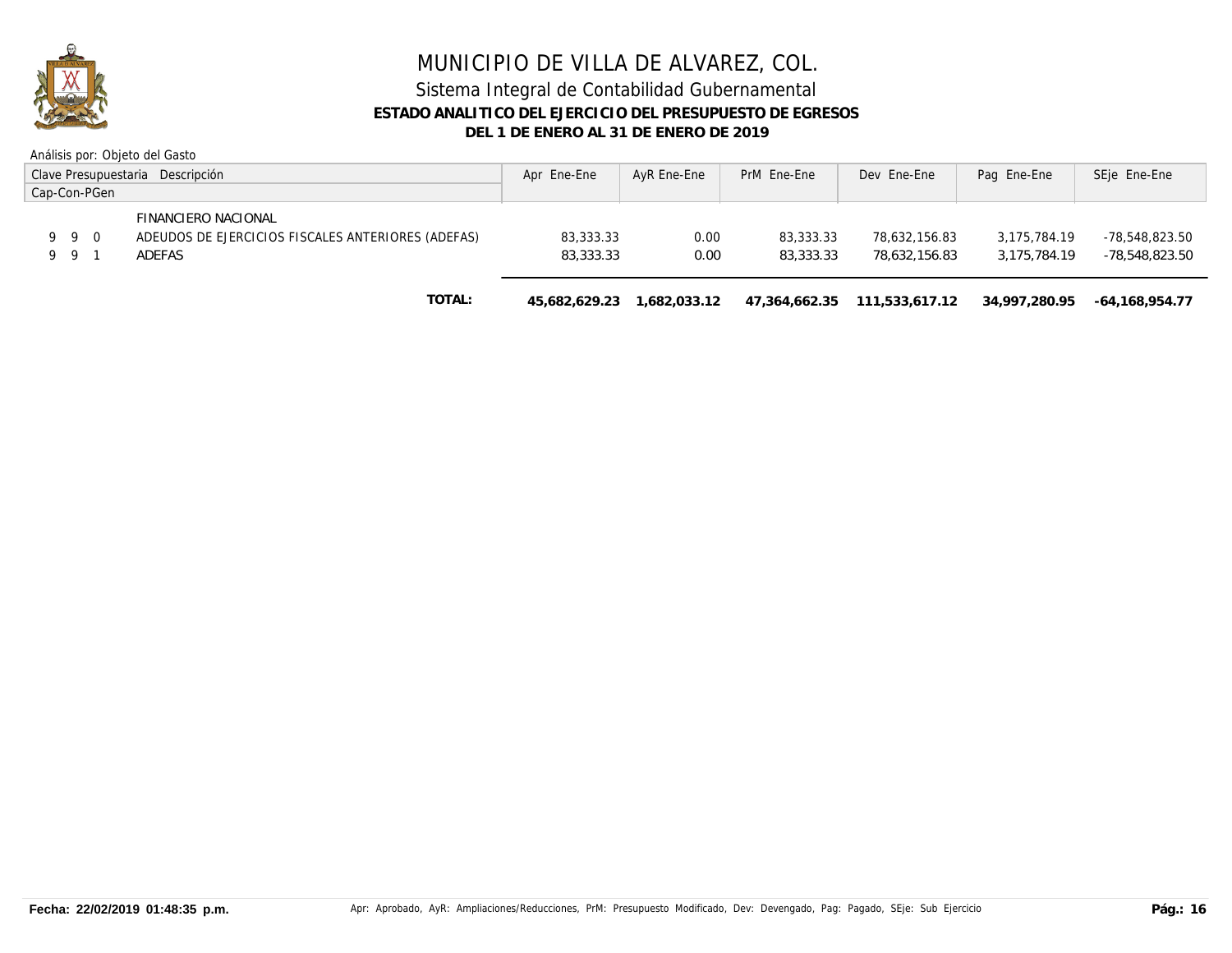# MUNICIPIO DE VILLA DE ALVAREZ, COL.

## Sistema Integral de Contabilidad Gubernamental

### ESTADO ANALITICO DEL EJERCICIO DEL PRESUPUESTO DE EGRESOS

### DEL 1 DE ENERO AL 31 DE ENERO DE 2019

Análisis por: Objeto del Gasto

| Clave Presupuestaria Cap-Con-PGen | Descripción | Apr Ene-Ene | AyR Ene-Ene | PrM Ene-Ene | Dev Ene-Ene | Pag Ene-Ene | SEje Ene-Ene |
|---|---|---|---|---|---|---|---|
| | FINANCIERO NACIONAL | | | | | | |
| 9 9 0 | ADEUDOS DE EJERCICIOS FISCALES ANTERIORES (ADEFAS) | 83,333.33 | 0.00 | 83,333.33 | 78,632,156.83 | 3,175,784.19 | -78,548,823.50 |
| 9 9 1 | ADEFAS | 83,333.33 | 0.00 | 83,333.33 | 78,632,156.83 | 3,175,784.19 | -78,548,823.50 |
| | **TOTAL:** | **45,682,629.23** | **1,682,033.12** | **47,364,662.35** | **111,533,617.12** | **34,997,280.95** | **-64,168,954.77** |

**Fecha: 22/02/2019 01:48:35 p.m.**

Apr: Aprobado, AyR: Ampliaciones/Reducciones, PrM: Presupuesto Modificado, Dev: Devengado, Pag: Pagado, SEje: Sub Ejercicio